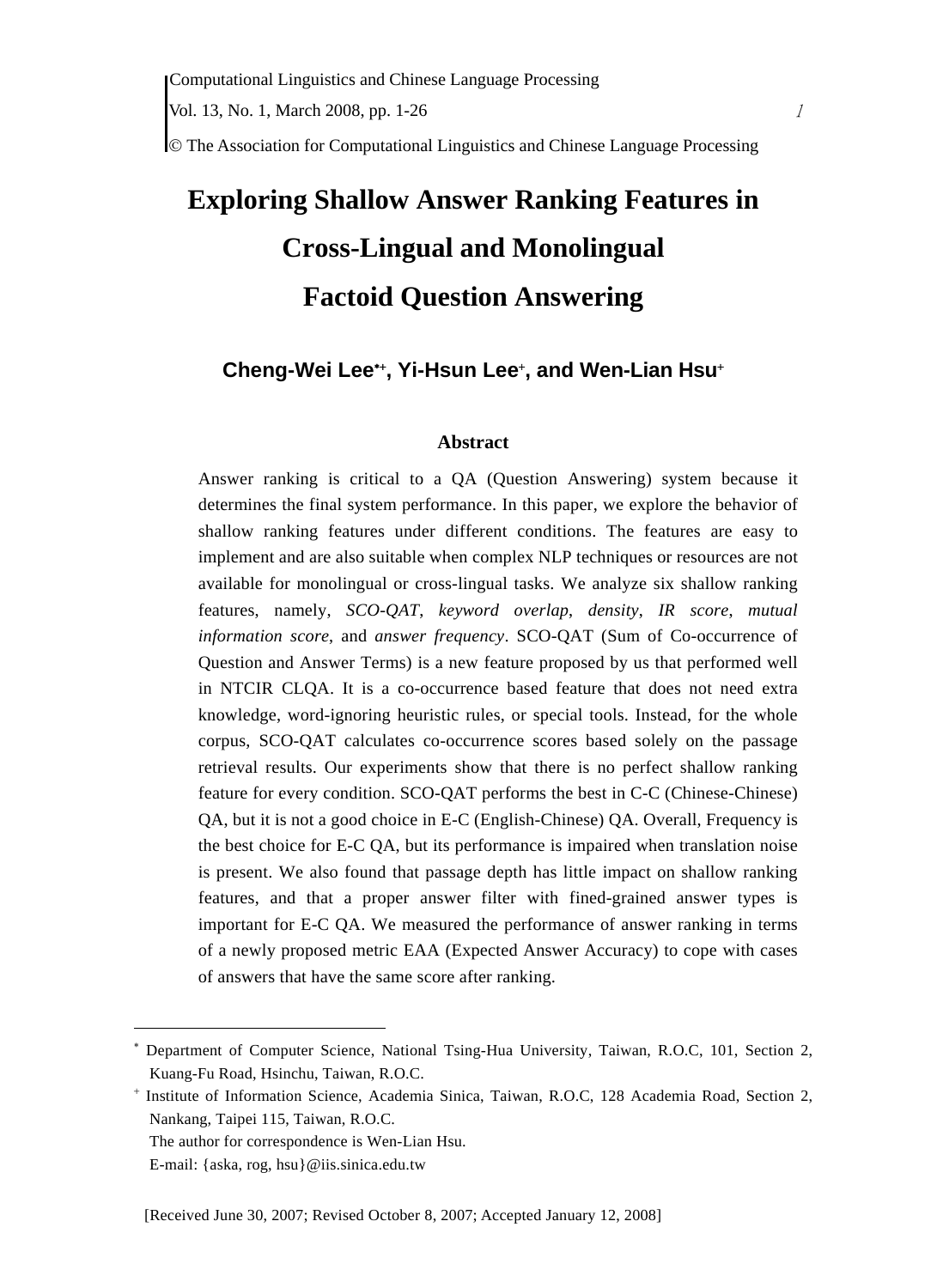# Exploring Shallow Answer Ranking Features in Cross-Lingual and Monolingual Factoid Question Answering

**Cheng-Wei Lee[∗+], Yi-Hsun Lee[+], and Wen-Lian Hsu[+]**

## Abstract

Answer ranking is critical to a QA (Question Answering) system because it determines the final system performance. In this paper, we explore the behavior of shallow ranking features under different conditions. The features are easy to implement and are also suitable when complex NLP techniques or resources are not available for monolingual or cross-lingual tasks. We analyze six shallow ranking features, namely, *SCO-QAT*, *keyword overlap*, *density*, *IR score*, *mutual information score*, and *answer frequency*. SCO-QAT (Sum of Co-occurrence of Question and Answer Terms) is a new feature proposed by us that performed well in NTCIR CLQA. It is a co-occurrence based feature that does not need extra knowledge, word-ignoring heuristic rules, or special tools. Instead, for the whole corpus, SCO-QAT calculates co-occurrence scores based solely on the passage retrieval results. Our experiments show that there is no perfect shallow ranking feature for every condition. SCO-QAT performs the best in C-C (Chinese-Chinese) QA, but it is not a good choice in E-C (English-Chinese) QA. Overall, Frequency is the best choice for E-C QA, but its performance is impaired when translation noise is present. We also found that passage depth has little impact on shallow ranking features, and that a proper answer filter with fined-grained answer types is important for E-C QA. We measured the performance of answer ranking in terms of a newly proposed metric EAA (Expected Answer Accuracy) to cope with cases of answers that have the same score after ranking.

---

[∗] Department of Computer Science, National Tsing-Hua University, Taiwan, R.O.C, 101, Section 2, Kuang-Fu Road, Hsinchu, Taiwan, R.O.C.

[+] Institute of Information Science, Academia Sinica, Taiwan, R.O.C, 128 Academia Road, Section 2, Nankang, Taipei 115, Taiwan, R.O.C.

The author for correspondence is Wen-Lian Hsu.

E-mail: {aska, rog, hsu}@iis.sinica.edu.tw

[Received June 30, 2007; Revised October 8, 2007; Accepted January 12, 2008]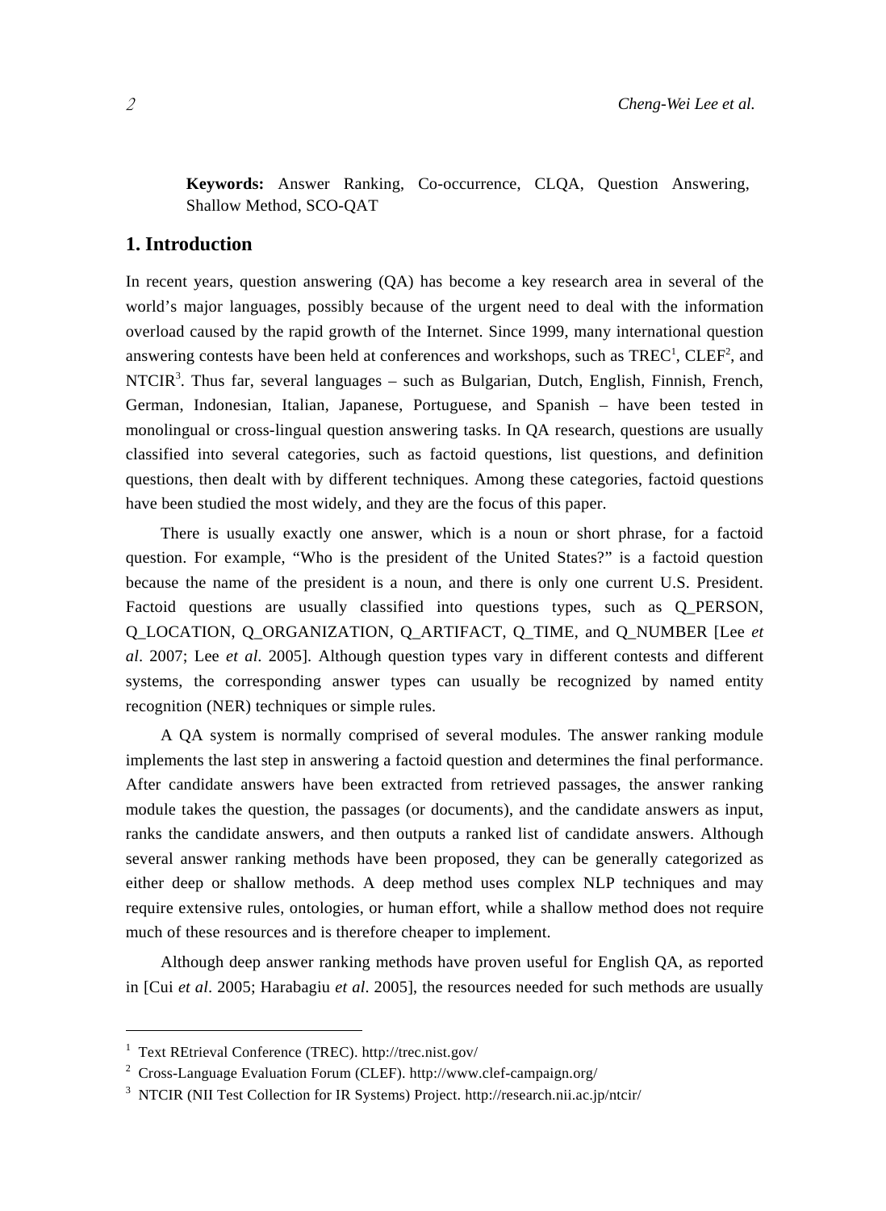**Keywords:** Answer Ranking, Co-occurrence, CLQA, Question Answering, Shallow Method, SCO-QAT

## 1. Introduction

In recent years, question answering (QA) has become a key research area in several of the world's major languages, possibly because of the urgent need to deal with the information overload caused by the rapid growth of the Internet. Since 1999, many international question answering contests have been held at conferences and workshops, such as TREC[1], CLEF[2], and NTCIR[3]. Thus far, several languages – such as Bulgarian, Dutch, English, Finnish, French, German, Indonesian, Italian, Japanese, Portuguese, and Spanish – have been tested in monolingual or cross-lingual question answering tasks. In QA research, questions are usually classified into several categories, such as factoid questions, list questions, and definition questions, then dealt with by different techniques. Among these categories, factoid questions have been studied the most widely, and they are the focus of this paper.

There is usually exactly one answer, which is a noun or short phrase, for a factoid question. For example, "Who is the president of the United States?" is a factoid question because the name of the president is a noun, and there is only one current U.S. President. Factoid questions are usually classified into questions types, such as Q_PERSON, Q_LOCATION, Q_ORGANIZATION, Q_ARTIFACT, Q_TIME, and Q_NUMBER [Lee *et al*. 2007; Lee *et al.* 2005]. Although question types vary in different contests and different systems, the corresponding answer types can usually be recognized by named entity recognition (NER) techniques or simple rules.

A QA system is normally comprised of several modules. The answer ranking module implements the last step in answering a factoid question and determines the final performance. After candidate answers have been extracted from retrieved passages, the answer ranking module takes the question, the passages (or documents), and the candidate answers as input, ranks the candidate answers, and then outputs a ranked list of candidate answers. Although several answer ranking methods have been proposed, they can be generally categorized as either deep or shallow methods. A deep method uses complex NLP techniques and may require extensive rules, ontologies, or human effort, while a shallow method does not require much of these resources and is therefore cheaper to implement.

Although deep answer ranking methods have proven useful for English QA, as reported in [Cui *et al*. 2005; Harabagiu *et al*. 2005], the resources needed for such methods are usually

---

[1] Text REtrieval Conference (TREC). http://trec.nist.gov/

[2] Cross-Language Evaluation Forum (CLEF). http://www.clef-campaign.org/

[3] NTCIR (NII Test Collection for IR Systems) Project. http://research.nii.ac.jp/ntcir/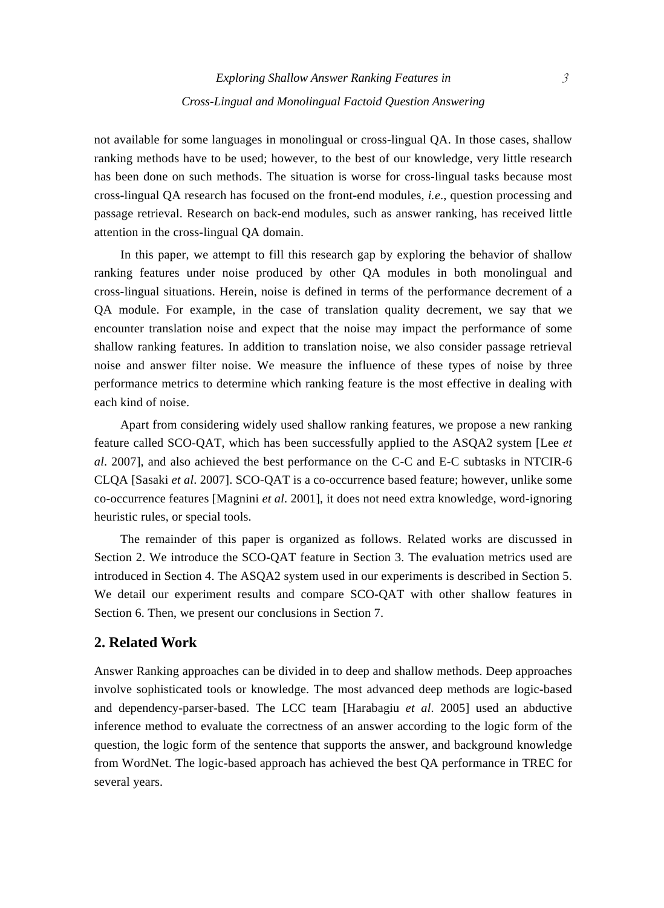not available for some languages in monolingual or cross-lingual QA. In those cases, shallow ranking methods have to be used; however, to the best of our knowledge, very little research has been done on such methods. The situation is worse for cross-lingual tasks because most cross-lingual QA research has focused on the front-end modules, *i.e.*, question processing and passage retrieval. Research on back-end modules, such as answer ranking, has received little attention in the cross-lingual QA domain.

In this paper, we attempt to fill this research gap by exploring the behavior of shallow ranking features under noise produced by other QA modules in both monolingual and cross-lingual situations. Herein, noise is defined in terms of the performance decrement of a QA module. For example, in the case of translation quality decrement, we say that we encounter translation noise and expect that the noise may impact the performance of some shallow ranking features. In addition to translation noise, we also consider passage retrieval noise and answer filter noise. We measure the influence of these types of noise by three performance metrics to determine which ranking feature is the most effective in dealing with each kind of noise.

Apart from considering widely used shallow ranking features, we propose a new ranking feature called SCO-QAT, which has been successfully applied to the ASQA2 system [Lee *et al*. 2007], and also achieved the best performance on the C-C and E-C subtasks in NTCIR-6 CLQA [Sasaki *et al*. 2007]. SCO-QAT is a co-occurrence based feature; however, unlike some co-occurrence features [Magnini *et al*. 2001], it does not need extra knowledge, word-ignoring heuristic rules, or special tools.

The remainder of this paper is organized as follows. Related works are discussed in Section 2. We introduce the SCO-QAT feature in Section 3. The evaluation metrics used are introduced in Section 4. The ASQA2 system used in our experiments is described in Section 5. We detail our experiment results and compare SCO-QAT with other shallow features in Section 6. Then, we present our conclusions in Section 7.

## 2. Related Work

Answer Ranking approaches can be divided in to deep and shallow methods. Deep approaches involve sophisticated tools or knowledge. The most advanced deep methods are logic-based and dependency-parser-based. The LCC team [Harabagiu *et al*. 2005] used an abductive inference method to evaluate the correctness of an answer according to the logic form of the question, the logic form of the sentence that supports the answer, and background knowledge from WordNet. The logic-based approach has achieved the best QA performance in TREC for several years.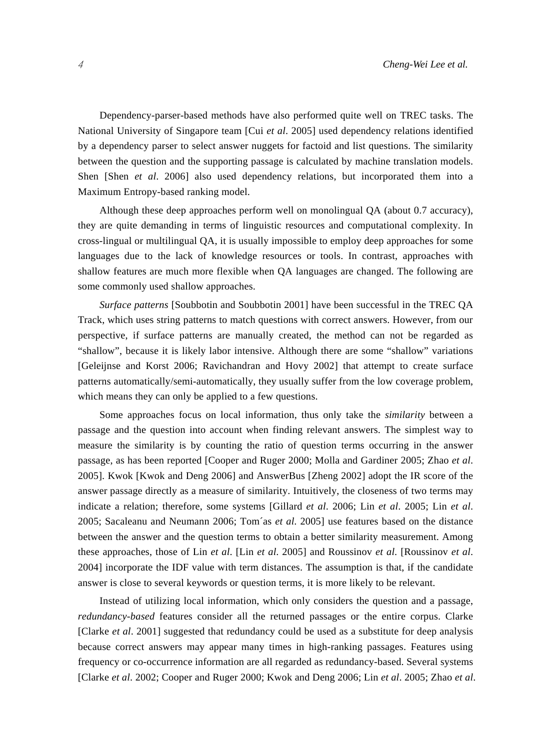Dependency-parser-based methods have also performed quite well on TREC tasks. The National University of Singapore team [Cui *et al*. 2005] used dependency relations identified by a dependency parser to select answer nuggets for factoid and list questions. The similarity between the question and the supporting passage is calculated by machine translation models. Shen [Shen *et al*. 2006] also used dependency relations, but incorporated them into a Maximum Entropy-based ranking model.

Although these deep approaches perform well on monolingual QA (about 0.7 accuracy), they are quite demanding in terms of linguistic resources and computational complexity. In cross-lingual or multilingual QA, it is usually impossible to employ deep approaches for some languages due to the lack of knowledge resources or tools. In contrast, approaches with shallow features are much more flexible when QA languages are changed. The following are some commonly used shallow approaches.

*Surface patterns* [Soubbotin and Soubbotin 2001] have been successful in the TREC QA Track, which uses string patterns to match questions with correct answers. However, from our perspective, if surface patterns are manually created, the method can not be regarded as “shallow”, because it is likely labor intensive. Although there are some “shallow” variations [Geleijnse and Korst 2006; Ravichandran and Hovy 2002] that attempt to create surface patterns automatically/semi-automatically, they usually suffer from the low coverage problem, which means they can only be applied to a few questions.

Some approaches focus on local information, thus only take the *similarity* between a passage and the question into account when finding relevant answers. The simplest way to measure the similarity is by counting the ratio of question terms occurring in the answer passage, as has been reported [Cooper and Ruger 2000; Molla and Gardiner 2005; Zhao *et al*. 2005]. Kwok [Kwok and Deng 2006] and AnswerBus [Zheng 2002] adopt the IR score of the answer passage directly as a measure of similarity. Intuitively, the closeness of two terms may indicate a relation; therefore, some systems [Gillard *et al*. 2006; Lin *et al*. 2005; Lin *et al*. 2005; Sacaleanu and Neumann 2006; Tom´as *et al*. 2005] use features based on the distance between the answer and the question terms to obtain a better similarity measurement. Among these approaches, those of Lin *et al*. [Lin *et al*. 2005] and Roussinov *et al*. [Roussinov *et al*. 2004] incorporate the IDF value with term distances. The assumption is that, if the candidate answer is close to several keywords or question terms, it is more likely to be relevant.

Instead of utilizing local information, which only considers the question and a passage, *redundancy-based* features consider all the returned passages or the entire corpus. Clarke [Clarke *et al*. 2001] suggested that redundancy could be used as a substitute for deep analysis because correct answers may appear many times in high-ranking passages. Features using frequency or co-occurrence information are all regarded as redundancy-based. Several systems [Clarke *et al*. 2002; Cooper and Ruger 2000; Kwok and Deng 2006; Lin *et al*. 2005; Zhao *et al*.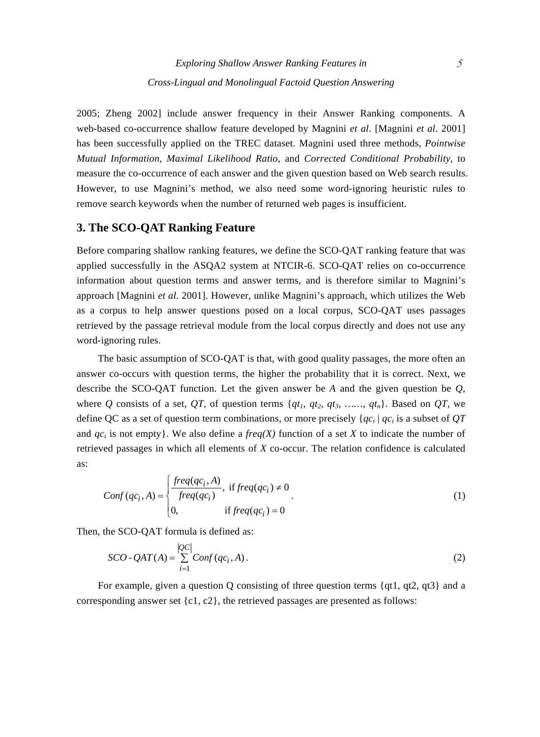2005; Zheng 2002] include answer frequency in their Answer Ranking components. A web-based co-occurrence shallow feature developed by Magnini *et al*. [Magnini *et al*. 2001] has been successfully applied on the TREC dataset. Magnini used three methods, *Pointwise Mutual Information*, *Maximal Likelihood Ratio*, and *Corrected Conditional Probability*, to measure the co-occurrence of each answer and the given question based on Web search results. However, to use Magnini's method, we also need some word-ignoring heuristic rules to remove search keywords when the number of returned web pages is insufficient.

## 3. The SCO-QAT Ranking Feature

Before comparing shallow ranking features, we define the SCO-QAT ranking feature that was applied successfully in the ASQA2 system at NTCIR-6. SCO-QAT relies on co-occurrence information about question terms and answer terms, and is therefore similar to Magnini's approach [Magnini *et al*. 2001]. However, unlike Magnini's approach, which utilizes the Web as a corpus to help answer questions posed on a local corpus, SCO-QAT uses passages retrieved by the passage retrieval module from the local corpus directly and does not use any word-ignoring rules.

The basic assumption of SCO-QAT is that, with good quality passages, the more often an answer co-occurs with question terms, the higher the probability that it is correct. Next, we describe the SCO-QAT function. Let the given answer be $A$ and the given question be $Q$, where $Q$ consists of a set, $QT$, of question terms $\{qt_1, qt_2, qt_3, \ldots\ldots, qt_n\}$. Based on $QT$, we define QC as a set of question term combinations, or more precisely $\{qc_i \mid qc_i$ is a subset of $QT$ and $qc_i$ is not empty$\}$. We also define a $freq(X)$ function of a set $X$ to indicate the number of retrieved passages in which all elements of $X$ co-occur. The relation confidence is calculated as:

$$Conf(qc_i, A) = \begin{cases} \dfrac{freq(qc_i, A)}{freq(qc_i)}, & \text{if } freq(qc_i) \neq 0 \\ 0, & \text{if } freq(qc_i) = 0 \end{cases}. \tag{1}$$

Then, the SCO-QAT formula is defined as:

$$SCO\text{-}QAT(A) = \sum_{i=1}^{|QC|} Conf(qc_i, A). \tag{2}$$

For example, given a question Q consisting of three question terms {qt1, qt2, qt3} and a corresponding answer set {c1, c2}, the retrieved passages are presented as follows: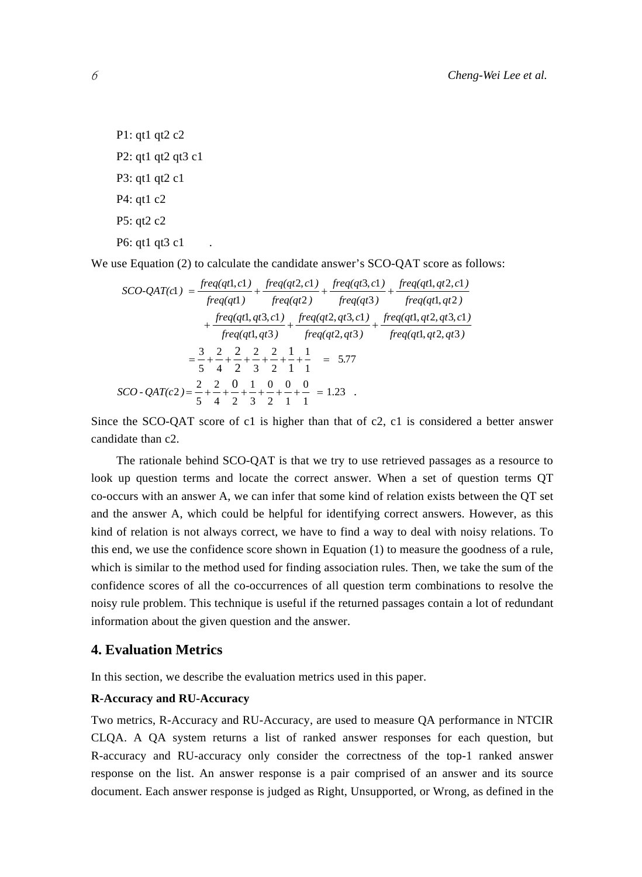P1: qt1 qt2 c2

P2: qt1 qt2 qt3 c1

P3: qt1 qt2 c1

P4: qt1 c2

P5: qt2 c2

P6: qt1 qt3 c1 .

We use Equation (2) to calculate the candidate answer's SCO-QAT score as follows:

$$
\begin{aligned}
SCO\text{-}QAT(c1) &= \frac{freq(qt1,c1)}{freq(qt1)} + \frac{freq(qt2,c1)}{freq(qt2)} + \frac{freq(qt3,c1)}{freq(qt3)} + \frac{freq(qt1,qt2,c1)}{freq(qt1,qt2)} \\
&\quad + \frac{freq(qt1,qt3,c1)}{freq(qt1,qt3)} + \frac{freq(qt2,qt3,c1)}{freq(qt2,qt3)} + \frac{freq(qt1,qt2,qt3,c1)}{freq(qt1,qt2,qt3)} \\
&= \frac{3}{5} + \frac{2}{4} + \frac{2}{2} + \frac{2}{3} + \frac{2}{2} + \frac{1}{1} + \frac{1}{1} \quad = \quad 5.77 \\
SCO\text{-}QAT(c2) &= \frac{2}{5} + \frac{2}{4} + \frac{0}{2} + \frac{1}{3} + \frac{0}{2} + \frac{0}{1} + \frac{0}{1} \quad = 1.23 \quad .
\end{aligned}
$$

Since the SCO-QAT score of c1 is higher than that of c2, c1 is considered a better answer candidate than c2.

The rationale behind SCO-QAT is that we try to use retrieved passages as a resource to look up question terms and locate the correct answer. When a set of question terms QT co-occurs with an answer A, we can infer that some kind of relation exists between the QT set and the answer A, which could be helpful for identifying correct answers. However, as this kind of relation is not always correct, we have to find a way to deal with noisy relations. To this end, we use the confidence score shown in Equation (1) to measure the goodness of a rule, which is similar to the method used for finding association rules. Then, we take the sum of the confidence scores of all the co-occurrences of all question term combinations to resolve the noisy rule problem. This technique is useful if the returned passages contain a lot of redundant information about the given question and the answer.

## 4. Evaluation Metrics

In this section, we describe the evaluation metrics used in this paper.

**R-Accuracy and RU-Accuracy**

Two metrics, R-Accuracy and RU-Accuracy, are used to measure QA performance in NTCIR CLQA. A QA system returns a list of ranked answer responses for each question, but R-accuracy and RU-accuracy only consider the correctness of the top-1 ranked answer response on the list. An answer response is a pair comprised of an answer and its source document. Each answer response is judged as Right, Unsupported, or Wrong, as defined in the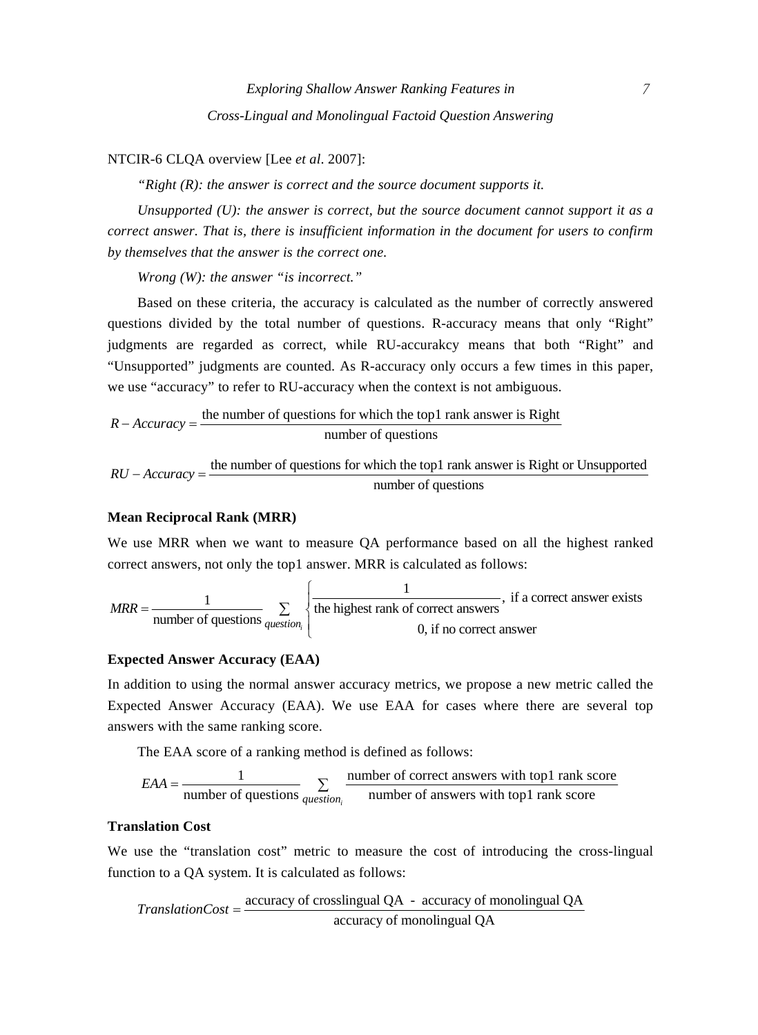NTCIR-6 CLQA overview [Lee *et al*. 2007]:

*"Right (R): the answer is correct and the source document supports it.*

*Unsupported (U): the answer is correct, but the source document cannot support it as a correct answer. That is, there is insufficient information in the document for users to confirm by themselves that the answer is the correct one.*

*Wrong (W): the answer "is incorrect."*

Based on these criteria, the accuracy is calculated as the number of correctly answered questions divided by the total number of questions. R-accuracy means that only "Right" judgments are regarded as correct, while RU-accurakcy means that both "Right" and "Unsupported" judgments are counted. As R-accuracy only occurs a few times in this paper, we use "accuracy" to refer to RU-accuracy when the context is not ambiguous.

$$R-Accuracy = \frac{\text{the number of questions for which the top1 rank answer is Right}}{\text{number of questions}}$$

$$RU-Accuracy = \frac{\text{the number of questions for which the top1 rank answer is Right or Unsupported}}{\text{number of questions}}$$

**Mean Reciprocal Rank (MRR)**

We use MRR when we want to measure QA performance based on all the highest ranked correct answers, not only the top1 answer. MRR is calculated as follows:

$$MRR = \frac{1}{\text{number of questions}} \sum_{question_i} \begin{cases} \dfrac{1}{\text{the highest rank of correct answers}}, & \text{if a correct answer exists} \\ 0, & \text{if no correct answer} \end{cases}$$

**Expected Answer Accuracy (EAA)**

In addition to using the normal answer accuracy metrics, we propose a new metric called the Expected Answer Accuracy (EAA). We use EAA for cases where there are several top answers with the same ranking score.

The EAA score of a ranking method is defined as follows:

$$EAA = \frac{1}{\text{number of questions}} \sum_{question_i} \frac{\text{number of correct answers with top1 rank score}}{\text{number of answers with top1 rank score}}$$

**Translation Cost**

We use the "translation cost" metric to measure the cost of introducing the cross-lingual function to a QA system. It is calculated as follows:

$$TranslationCost = \frac{\text{accuracy of crosslingual QA - accuracy of monolingual QA}}{\text{accuracy of monolingual QA}}$$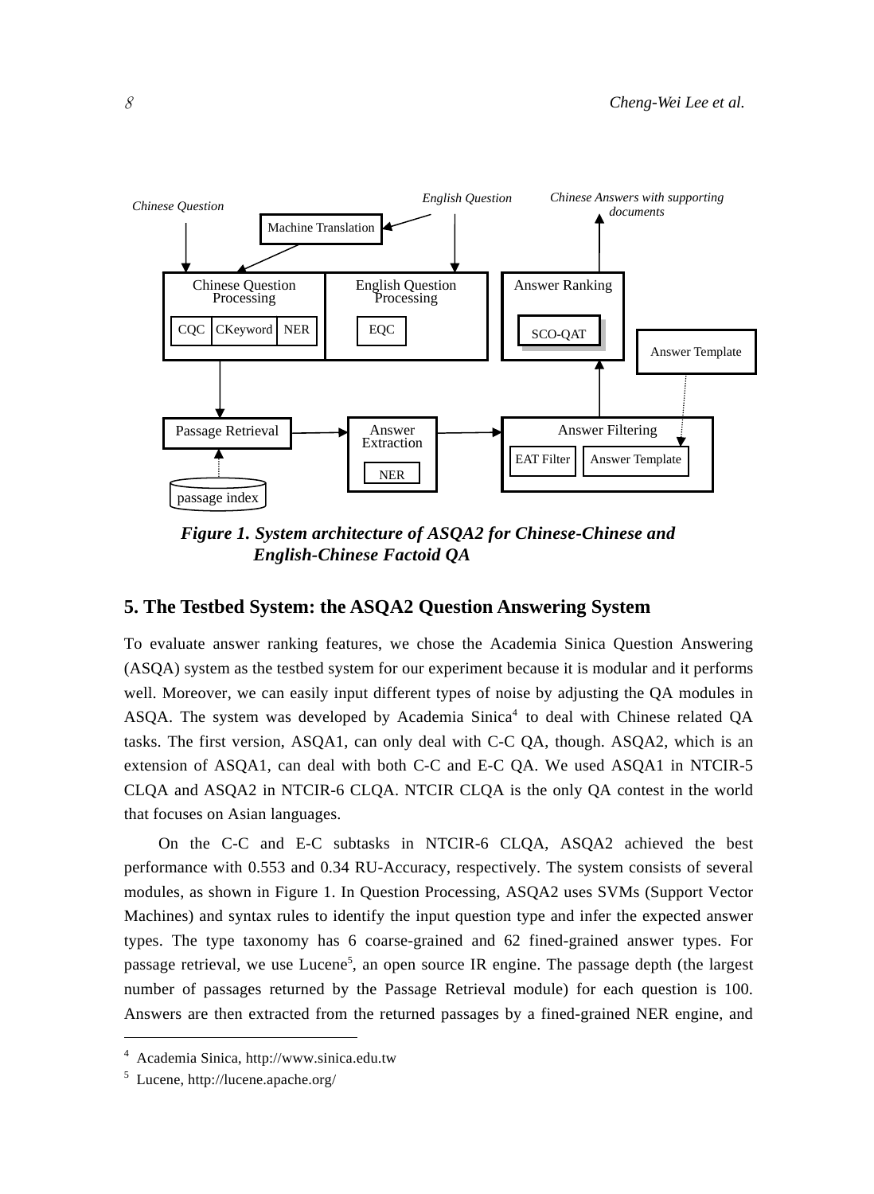Chinese Question | English Question | Chinese Answers with supporting documents

Machine Translation

Chinese Question Processing: CQC, CKeyword, NER | English Question Processing: EQC | Answer Ranking: SCO-QAT | Answer Template

Passage Retrieval | Answer Extraction: NER | Answer Filtering: EAT Filter, Answer Template

passage index

***Figure 1. System architecture of ASQA2 for Chinese-Chinese and English-Chinese Factoid QA***

## 5. The Testbed System: the ASQA2 Question Answering System

To evaluate answer ranking features, we chose the Academia Sinica Question Answering (ASQA) system as the testbed system for our experiment because it is modular and it performs well. Moreover, we can easily input different types of noise by adjusting the QA modules in ASQA. The system was developed by Academia Sinica[4] to deal with Chinese related QA tasks. The first version, ASQA1, can only deal with C-C QA, though. ASQA2, which is an extension of ASQA1, can deal with both C-C and E-C QA. We used ASQA1 in NTCIR-5 CLQA and ASQA2 in NTCIR-6 CLQA. NTCIR CLQA is the only QA contest in the world that focuses on Asian languages.

On the C-C and E-C subtasks in NTCIR-6 CLQA, ASQA2 achieved the best performance with 0.553 and 0.34 RU-Accuracy, respectively. The system consists of several modules, as shown in Figure 1. In Question Processing, ASQA2 uses SVMs (Support Vector Machines) and syntax rules to identify the input question type and infer the expected answer types. The type taxonomy has 6 coarse-grained and 62 fined-grained answer types. For passage retrieval, we use Lucene[5], an open source IR engine. The passage depth (the largest number of passages returned by the Passage Retrieval module) for each question is 100. Answers are then extracted from the returned passages by a fined-grained NER engine, and

---

[4] Academia Sinica, http://www.sinica.edu.tw

[5] Lucene, http://lucene.apache.org/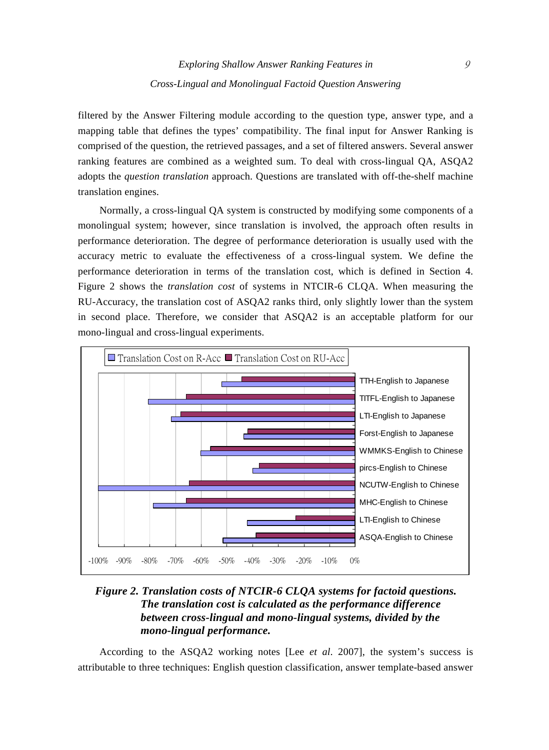filtered by the Answer Filtering module according to the question type, answer type, and a mapping table that defines the types' compatibility. The final input for Answer Ranking is comprised of the question, the retrieved passages, and a set of filtered answers. Several answer ranking features are combined as a weighted sum. To deal with cross-lingual QA, ASQA2 adopts the *question translation* approach. Questions are translated with off-the-shelf machine translation engines.

Normally, a cross-lingual QA system is constructed by modifying some components of a monolingual system; however, since translation is involved, the approach often results in performance deterioration. The degree of performance deterioration is usually used with the accuracy metric to evaluate the effectiveness of a cross-lingual system. We define the performance deterioration in terms of the translation cost, which is defined in Section 4. Figure 2 shows the *translation cost* of systems in NTCIR-6 CLQA. When measuring the RU-Accuracy, the translation cost of ASQA2 ranks third, only slightly lower than the system in second place. Therefore, we consider that ASQA2 is an acceptable platform for our mono-lingual and cross-lingual experiments.

***Figure 2. Translation costs of NTCIR-6 CLQA systems for factoid questions. The translation cost is calculated as the performance difference between cross-lingual and mono-lingual systems, divided by the mono-lingual performance.***

According to the ASQA2 working notes [Lee *et al*. 2007], the system's success is attributable to three techniques: English question classification, answer template-based answer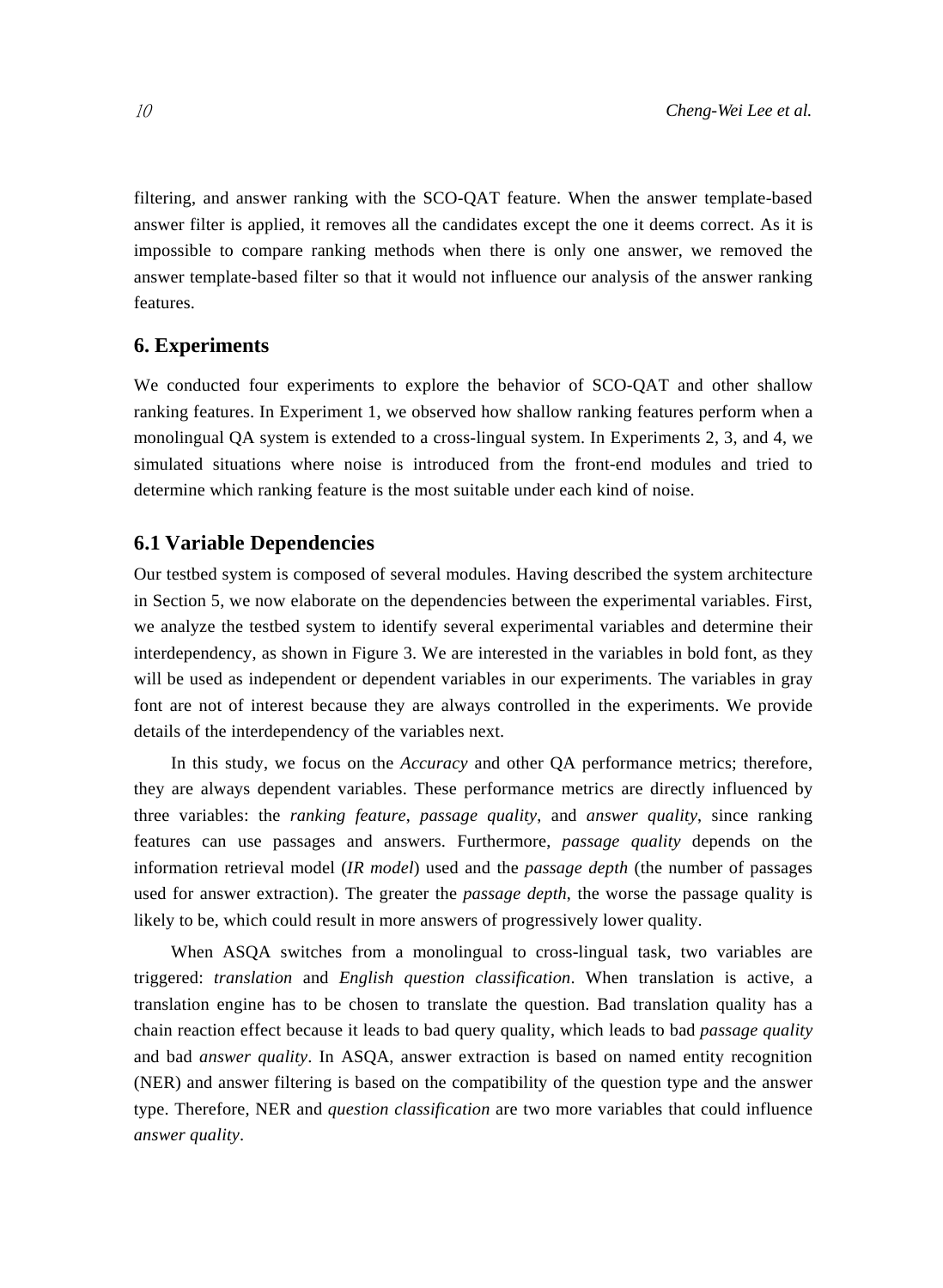filtering, and answer ranking with the SCO-QAT feature. When the answer template-based answer filter is applied, it removes all the candidates except the one it deems correct. As it is impossible to compare ranking methods when there is only one answer, we removed the answer template-based filter so that it would not influence our analysis of the answer ranking features.

## 6. Experiments

We conducted four experiments to explore the behavior of SCO-QAT and other shallow ranking features. In Experiment 1, we observed how shallow ranking features perform when a monolingual QA system is extended to a cross-lingual system. In Experiments 2, 3, and 4, we simulated situations where noise is introduced from the front-end modules and tried to determine which ranking feature is the most suitable under each kind of noise.

### 6.1 Variable Dependencies

Our testbed system is composed of several modules. Having described the system architecture in Section 5, we now elaborate on the dependencies between the experimental variables. First, we analyze the testbed system to identify several experimental variables and determine their interdependency, as shown in Figure 3. We are interested in the variables in bold font, as they will be used as independent or dependent variables in our experiments. The variables in gray font are not of interest because they are always controlled in the experiments. We provide details of the interdependency of the variables next.

In this study, we focus on the *Accuracy* and other QA performance metrics; therefore, they are always dependent variables. These performance metrics are directly influenced by three variables: the *ranking feature*, *passage quality*, and *answer quality*, since ranking features can use passages and answers. Furthermore, *passage quality* depends on the information retrieval model (*IR model*) used and the *passage depth* (the number of passages used for answer extraction). The greater the *passage depth*, the worse the passage quality is likely to be, which could result in more answers of progressively lower quality.

When ASQA switches from a monolingual to cross-lingual task, two variables are triggered: *translation* and *English question classification*. When translation is active, a translation engine has to be chosen to translate the question. Bad translation quality has a chain reaction effect because it leads to bad query quality, which leads to bad *passage quality* and bad *answer quality*. In ASQA, answer extraction is based on named entity recognition (NER) and answer filtering is based on the compatibility of the question type and the answer type. Therefore, NER and *question classification* are two more variables that could influence *answer quality*.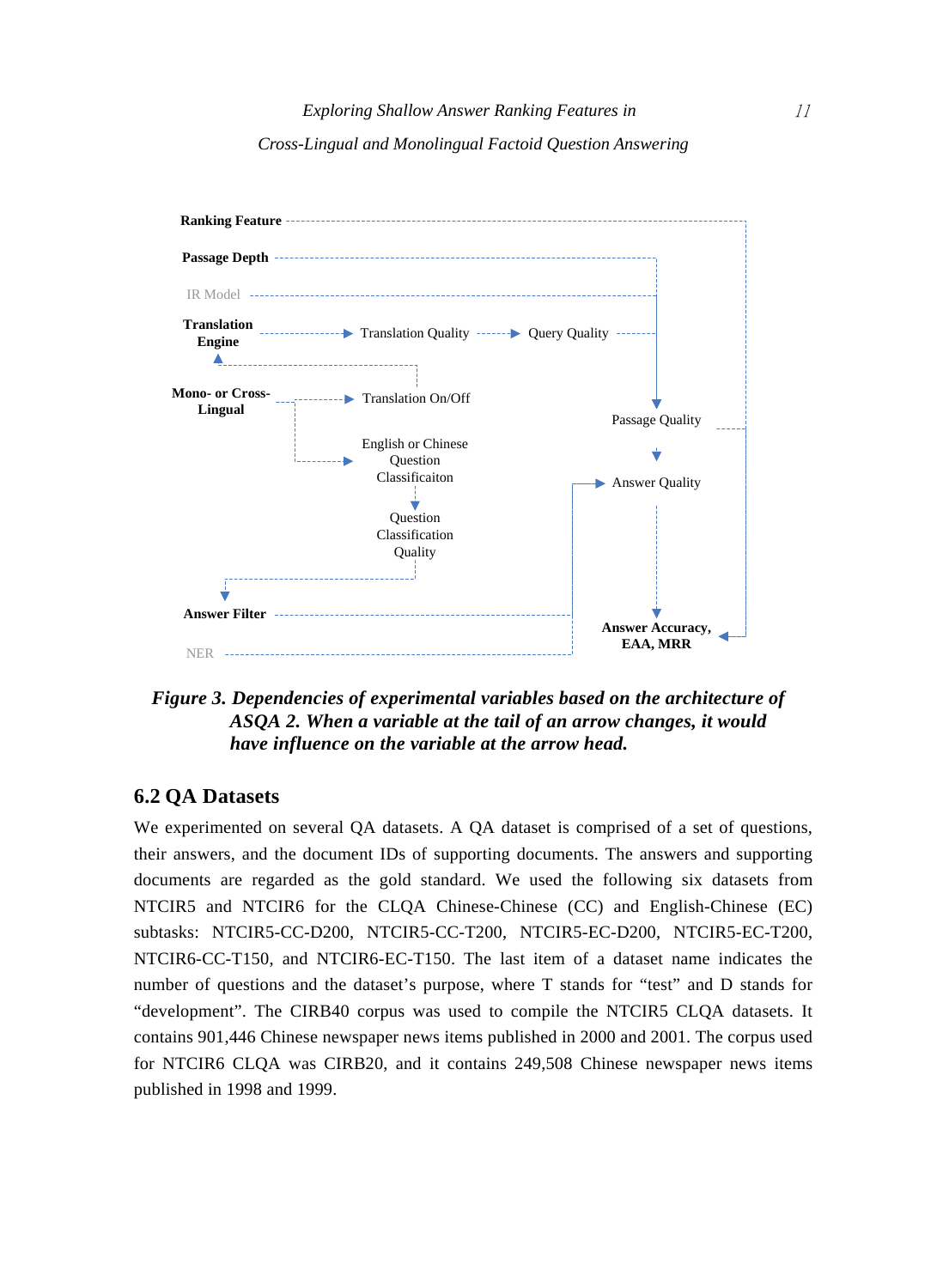Ranking Feature

Passage Depth

IR Model

Translation Engine → Translation Quality → Query Quality

Mono- or Cross-Lingual → Translation On/Off

English or Chinese Question Classificaiton

Question Classification Quality

Passage Quality

Answer Quality

Answer Filter

NER

Answer Accuracy, EAA, MRR

***Figure 3. Dependencies of experimental variables based on the architecture of ASQA 2. When a variable at the tail of an arrow changes, it would have influence on the variable at the arrow head.***

## 6.2 QA Datasets

We experimented on several QA datasets. A QA dataset is comprised of a set of questions, their answers, and the document IDs of supporting documents. The answers and supporting documents are regarded as the gold standard. We used the following six datasets from NTCIR5 and NTCIR6 for the CLQA Chinese-Chinese (CC) and English-Chinese (EC) subtasks: NTCIR5-CC-D200, NTCIR5-CC-T200, NTCIR5-EC-D200, NTCIR5-EC-T200, NTCIR6-CC-T150, and NTCIR6-EC-T150. The last item of a dataset name indicates the number of questions and the dataset's purpose, where T stands for "test" and D stands for "development". The CIRB40 corpus was used to compile the NTCIR5 CLQA datasets. It contains 901,446 Chinese newspaper news items published in 2000 and 2001. The corpus used for NTCIR6 CLQA was CIRB20, and it contains 249,508 Chinese newspaper news items published in 1998 and 1999.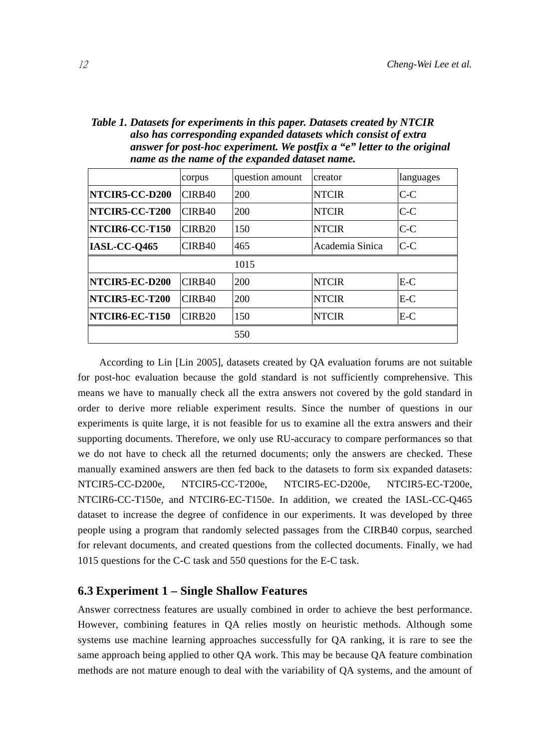***Table 1. Datasets for experiments in this paper. Datasets created by NTCIR also has corresponding expanded datasets which consist of extra answer for post-hoc experiment. We postfix a "e" letter to the original name as the name of the expanded dataset name.***

| | corpus | question amount | creator | languages |
|---|---|---|---|---|
| **NTCIR5-CC-D200** | CIRB40 | 200 | NTCIR | C-C |
| **NTCIR5-CC-T200** | CIRB40 | 200 | NTCIR | C-C |
| **NTCIR6-CC-T150** | CIRB20 | 150 | NTCIR | C-C |
| **IASL-CC-Q465** | CIRB40 | 465 | Academia Sinica | C-C |
| | | 1015 | | |
| **NTCIR5-EC-D200** | CIRB40 | 200 | NTCIR | E-C |
| **NTCIR5-EC-T200** | CIRB40 | 200 | NTCIR | E-C |
| **NTCIR6-EC-T150** | CIRB20 | 150 | NTCIR | E-C |
| | | 550 | | |

According to Lin [Lin 2005], datasets created by QA evaluation forums are not suitable for post-hoc evaluation because the gold standard is not sufficiently comprehensive. This means we have to manually check all the extra answers not covered by the gold standard in order to derive more reliable experiment results. Since the number of questions in our experiments is quite large, it is not feasible for us to examine all the extra answers and their supporting documents. Therefore, we only use RU-accuracy to compare performances so that we do not have to check all the returned documents; only the answers are checked. These manually examined answers are then fed back to the datasets to form six expanded datasets: NTCIR5-CC-D200e, NTCIR5-CC-T200e, NTCIR5-EC-D200e, NTCIR5-EC-T200e, NTCIR6-CC-T150e, and NTCIR6-EC-T150e. In addition, we created the IASL-CC-Q465 dataset to increase the degree of confidence in our experiments. It was developed by three people using a program that randomly selected passages from the CIRB40 corpus, searched for relevant documents, and created questions from the collected documents. Finally, we had 1015 questions for the C-C task and 550 questions for the E-C task.

### 6.3 Experiment 1 – Single Shallow Features

Answer correctness features are usually combined in order to achieve the best performance. However, combining features in QA relies mostly on heuristic methods. Although some systems use machine learning approaches successfully for QA ranking, it is rare to see the same approach being applied to other QA work. This may be because QA feature combination methods are not mature enough to deal with the variability of QA systems, and the amount of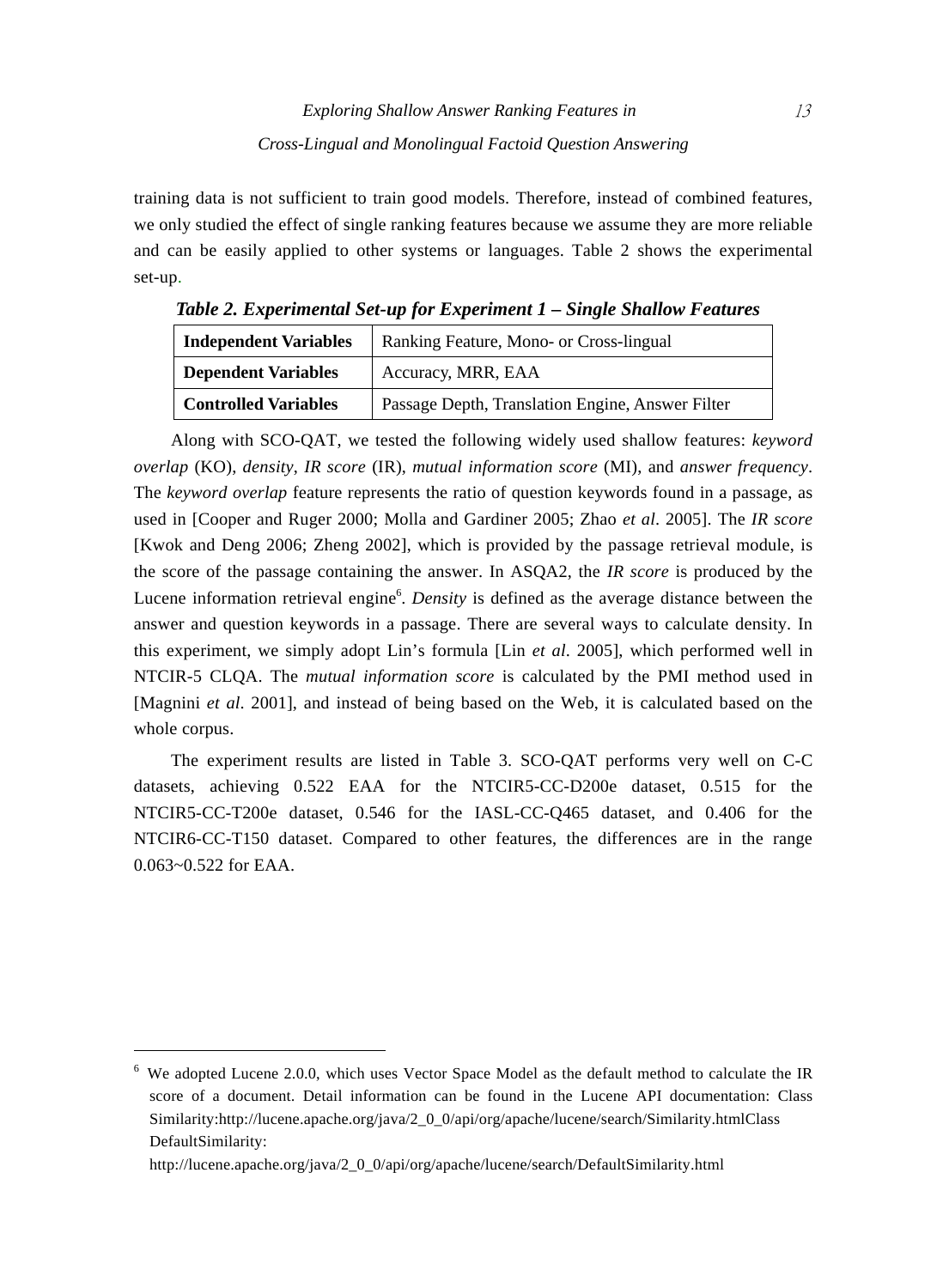training data is not sufficient to train good models. Therefore, instead of combined features, we only studied the effect of single ranking features because we assume they are more reliable and can be easily applied to other systems or languages. Table 2 shows the experimental set-up.

***Table 2. Experimental Set-up for Experiment 1 – Single Shallow Features***

| **Independent Variables** | Ranking Feature, Mono- or Cross-lingual |
|---|---|
| **Dependent Variables** | Accuracy, MRR, EAA |
| **Controlled Variables** | Passage Depth, Translation Engine, Answer Filter |

Along with SCO-QAT, we tested the following widely used shallow features: *keyword overlap* (KO), *density*, *IR score* (IR), *mutual information score* (MI), and *answer frequency*. The *keyword overlap* feature represents the ratio of question keywords found in a passage, as used in [Cooper and Ruger 2000; Molla and Gardiner 2005; Zhao *et al*. 2005]. The *IR score* [Kwok and Deng 2006; Zheng 2002], which is provided by the passage retrieval module, is the score of the passage containing the answer. In ASQA2, the *IR score* is produced by the Lucene information retrieval engine[6]. *Density* is defined as the average distance between the answer and question keywords in a passage. There are several ways to calculate density. In this experiment, we simply adopt Lin's formula [Lin *et al*. 2005], which performed well in NTCIR-5 CLQA. The *mutual information score* is calculated by the PMI method used in [Magnini *et al*. 2001], and instead of being based on the Web, it is calculated based on the whole corpus.

The experiment results are listed in Table 3. SCO-QAT performs very well on C-C datasets, achieving 0.522 EAA for the NTCIR5-CC-D200e dataset, 0.515 for the NTCIR5-CC-T200e dataset, 0.546 for the IASL-CC-Q465 dataset, and 0.406 for the NTCIR6-CC-T150 dataset. Compared to other features, the differences are in the range 0.063~0.522 for EAA.

---

[6] We adopted Lucene 2.0.0, which uses Vector Space Model as the default method to calculate the IR score of a document. Detail information can be found in the Lucene API documentation: Class Similarity:http://lucene.apache.org/java/2_0_0/api/org/apache/lucene/search/Similarity.htmlClass DefaultSimilarity:
http://lucene.apache.org/java/2_0_0/api/org/apache/lucene/search/DefaultSimilarity.html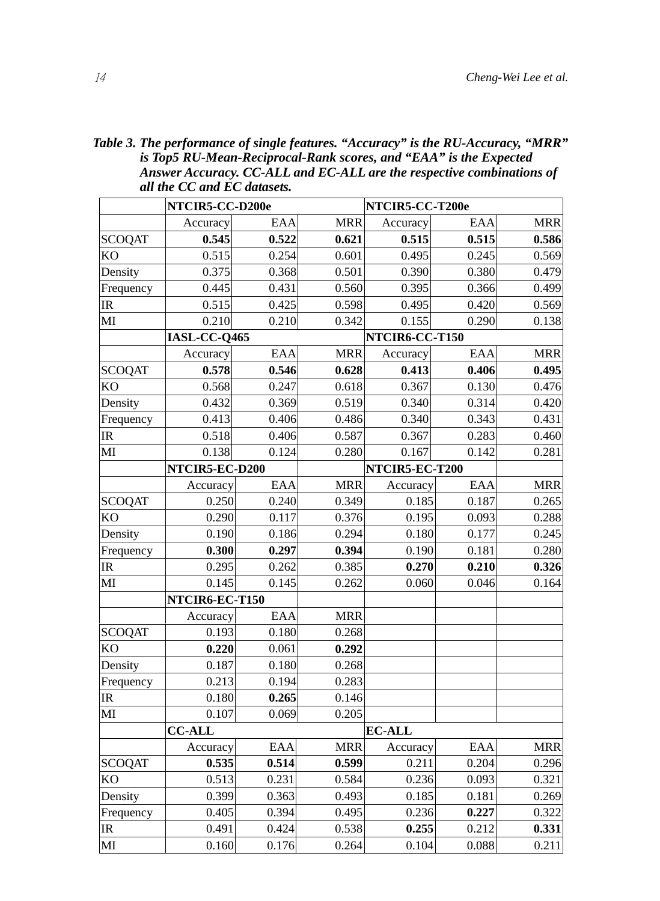***Table 3. The performance of single features. "Accuracy" is the RU-Accuracy, "MRR" is Top5 RU-Mean-Reciprocal-Rank scores, and "EAA" is the Expected Answer Accuracy. CC-ALL and EC-ALL are the respective combinations of all the CC and EC datasets.***

| | **NTCIR5-CC-D200e** | | | **NTCIR5-CC-T200e** | | |
|---|---|---|---|---|---|---|
| | Accuracy | EAA | MRR | Accuracy | EAA | MRR |
| SCOQAT | **0.545** | **0.522** | **0.621** | **0.515** | **0.515** | **0.586** |
| KO | 0.515 | 0.254 | 0.601 | 0.495 | 0.245 | 0.569 |
| Density | 0.375 | 0.368 | 0.501 | 0.390 | 0.380 | 0.479 |
| Frequency | 0.445 | 0.431 | 0.560 | 0.395 | 0.366 | 0.499 |
| IR | 0.515 | 0.425 | 0.598 | 0.495 | 0.420 | 0.569 |
| MI | 0.210 | 0.210 | 0.342 | 0.155 | 0.290 | 0.138 |
| | **IASL-CC-Q465** | | | **NTCIR6-CC-T150** | | |
| | Accuracy | EAA | MRR | Accuracy | EAA | MRR |
| SCOQAT | **0.578** | **0.546** | **0.628** | **0.413** | **0.406** | **0.495** |
| KO | 0.568 | 0.247 | 0.618 | 0.367 | 0.130 | 0.476 |
| Density | 0.432 | 0.369 | 0.519 | 0.340 | 0.314 | 0.420 |
| Frequency | 0.413 | 0.406 | 0.486 | 0.340 | 0.343 | 0.431 |
| IR | 0.518 | 0.406 | 0.587 | 0.367 | 0.283 | 0.460 |
| MI | 0.138 | 0.124 | 0.280 | 0.167 | 0.142 | 0.281 |
| | **NTCIR5-EC-D200** | | | **NTCIR5-EC-T200** | | |
| | Accuracy | EAA | MRR | Accuracy | EAA | MRR |
| SCOQAT | 0.250 | 0.240 | 0.349 | 0.185 | 0.187 | 0.265 |
| KO | 0.290 | 0.117 | 0.376 | 0.195 | 0.093 | 0.288 |
| Density | 0.190 | 0.186 | 0.294 | 0.180 | 0.177 | 0.245 |
| Frequency | **0.300** | **0.297** | **0.394** | 0.190 | 0.181 | 0.280 |
| IR | 0.295 | 0.262 | 0.385 | **0.270** | **0.210** | **0.326** |
| MI | 0.145 | 0.145 | 0.262 | 0.060 | 0.046 | 0.164 |
| | **NTCIR6-EC-T150** | | | | | |
| | Accuracy | EAA | MRR | | | |
| SCOQAT | 0.193 | 0.180 | 0.268 | | | |
| KO | **0.220** | 0.061 | **0.292** | | | |
| Density | 0.187 | 0.180 | 0.268 | | | |
| Frequency | 0.213 | 0.194 | 0.283 | | | |
| IR | 0.180 | **0.265** | 0.146 | | | |
| MI | 0.107 | 0.069 | 0.205 | | | |
| | **CC-ALL** | | | **EC-ALL** | | |
| | Accuracy | EAA | MRR | Accuracy | EAA | MRR |
| SCOQAT | **0.535** | **0.514** | **0.599** | 0.211 | 0.204 | 0.296 |
| KO | 0.513 | 0.231 | 0.584 | 0.236 | 0.093 | 0.321 |
| Density | 0.399 | 0.363 | 0.493 | 0.185 | 0.181 | 0.269 |
| Frequency | 0.405 | 0.394 | 0.495 | 0.236 | **0.227** | 0.322 |
| IR | 0.491 | 0.424 | 0.538 | **0.255** | 0.212 | **0.331** |
| MI | 0.160 | 0.176 | 0.264 | 0.104 | 0.088 | 0.211 |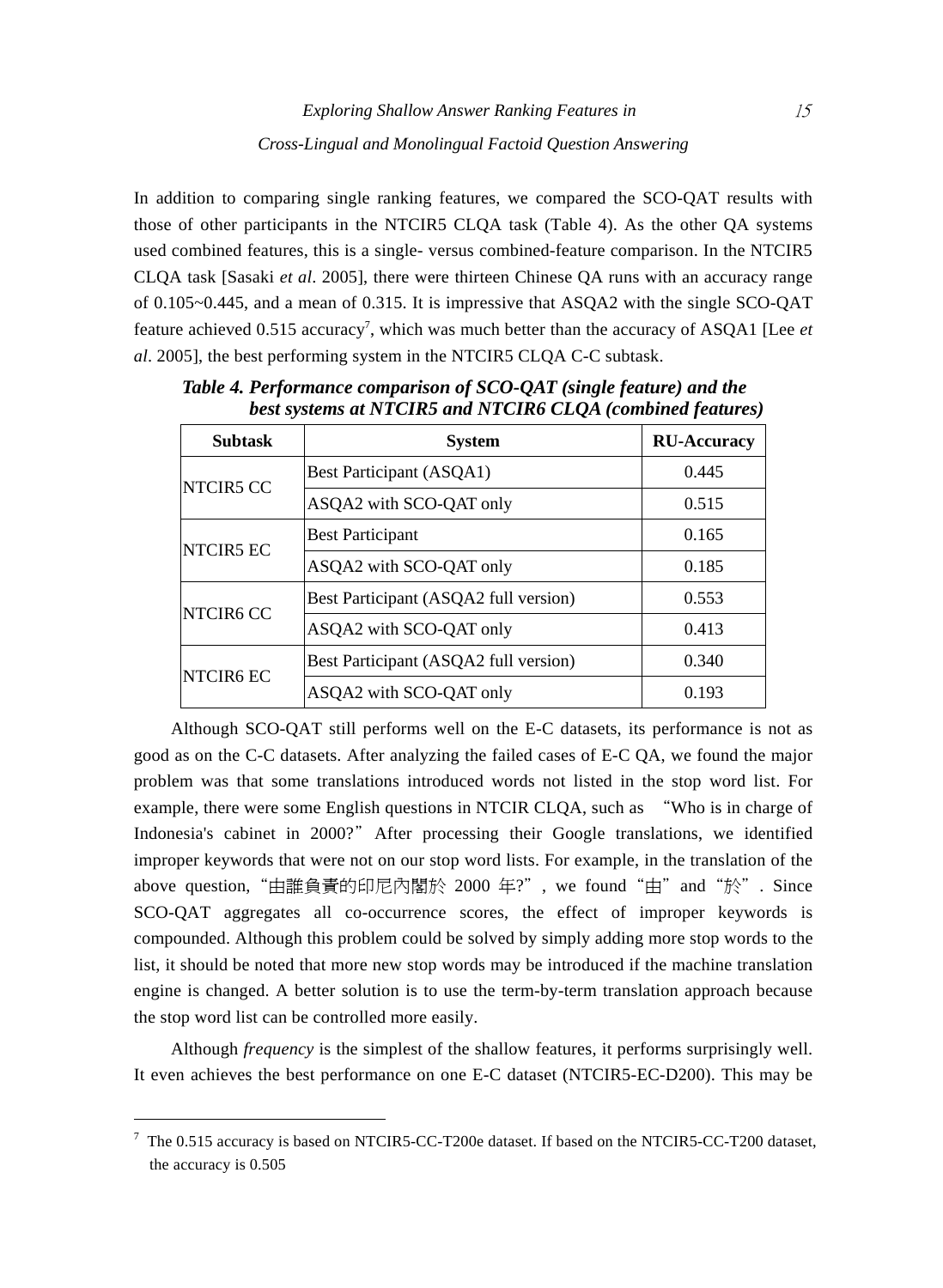In addition to comparing single ranking features, we compared the SCO-QAT results with those of other participants in the NTCIR5 CLQA task (Table 4). As the other QA systems used combined features, this is a single- versus combined-feature comparison. In the NTCIR5 CLQA task [Sasaki *et al*. 2005], there were thirteen Chinese QA runs with an accuracy range of 0.105~0.445, and a mean of 0.315. It is impressive that ASQA2 with the single SCO-QAT feature achieved 0.515 accuracy[7], which was much better than the accuracy of ASQA1 [Lee *et al*. 2005], the best performing system in the NTCIR5 CLQA C-C subtask.

***Table 4. Performance comparison of SCO-QAT (single feature) and the best systems at NTCIR5 and NTCIR6 CLQA (combined features)***

| Subtask | System | RU-Accuracy |
|---|---|---|
| NTCIR5 CC | Best Participant (ASQA1) | 0.445 |
| | ASQA2 with SCO-QAT only | 0.515 |
| NTCIR5 EC | Best Participant | 0.165 |
| | ASQA2 with SCO-QAT only | 0.185 |
| NTCIR6 CC | Best Participant (ASQA2 full version) | 0.553 |
| | ASQA2 with SCO-QAT only | 0.413 |
| NTCIR6 EC | Best Participant (ASQA2 full version) | 0.340 |
| | ASQA2 with SCO-QAT only | 0.193 |

Although SCO-QAT still performs well on the E-C datasets, its performance is not as good as on the C-C datasets. After analyzing the failed cases of E-C QA, we found the major problem was that some translations introduced words not listed in the stop word list. For example, there were some English questions in NTCIR CLQA, such as "Who is in charge of Indonesia's cabinet in 2000?" After processing their Google translations, we identified improper keywords that were not on our stop word lists. For example, in the translation of the above question, "由誰負責的印尼內閣於 2000 年?", we found "由" and "於". Since SCO-QAT aggregates all co-occurrence scores, the effect of improper keywords is compounded. Although this problem could be solved by simply adding more stop words to the list, it should be noted that more new stop words may be introduced if the machine translation engine is changed. A better solution is to use the term-by-term translation approach because the stop word list can be controlled more easily.

Although *frequency* is the simplest of the shallow features, it performs surprisingly well. It even achieves the best performance on one E-C dataset (NTCIR5-EC-D200). This may be

[7] The 0.515 accuracy is based on NTCIR5-CC-T200e dataset. If based on the NTCIR5-CC-T200 dataset, the accuracy is 0.505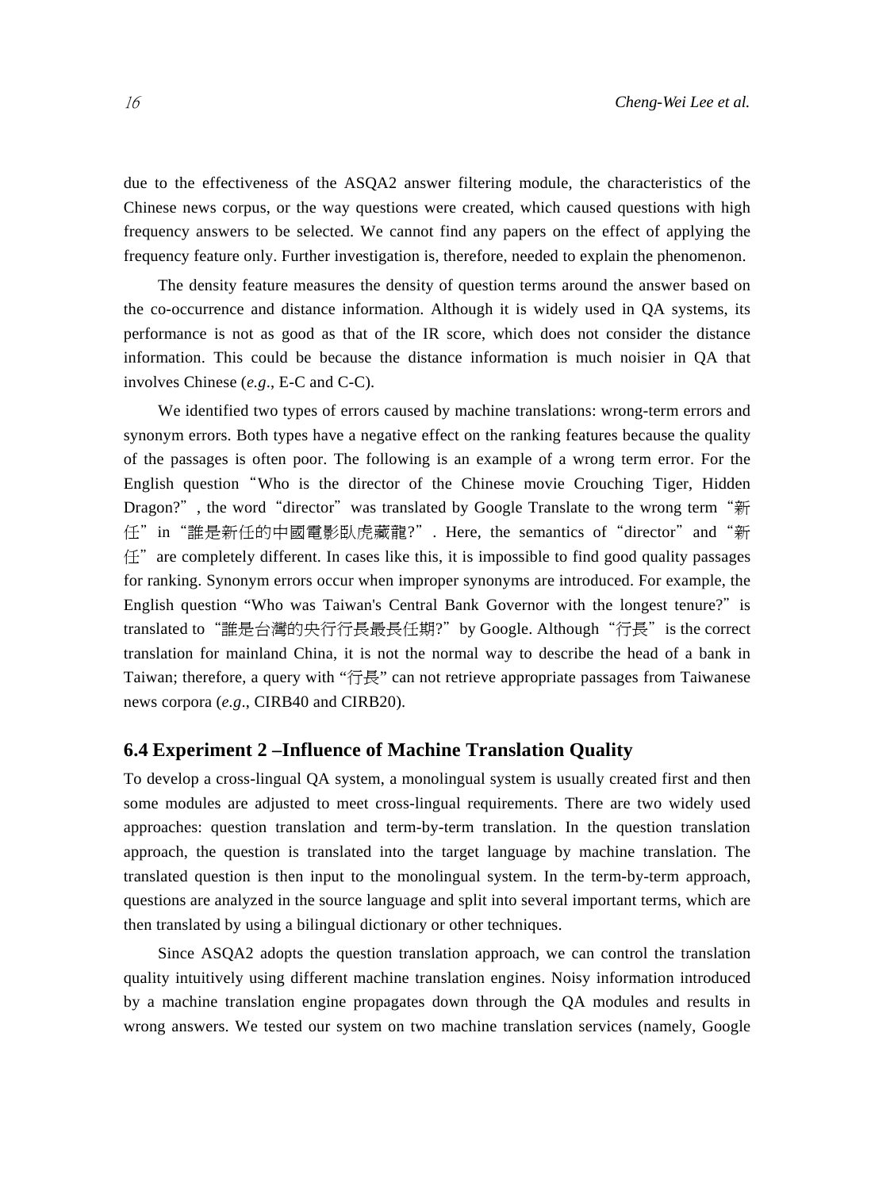due to the effectiveness of the ASQA2 answer filtering module, the characteristics of the Chinese news corpus, or the way questions were created, which caused questions with high frequency answers to be selected. We cannot find any papers on the effect of applying the frequency feature only. Further investigation is, therefore, needed to explain the phenomenon.

The density feature measures the density of question terms around the answer based on the co-occurrence and distance information. Although it is widely used in QA systems, its performance is not as good as that of the IR score, which does not consider the distance information. This could be because the distance information is much noisier in QA that involves Chinese (*e.g*., E-C and C-C).

We identified two types of errors caused by machine translations: wrong-term errors and synonym errors. Both types have a negative effect on the ranking features because the quality of the passages is often poor. The following is an example of a wrong term error. For the English question"Who is the director of the Chinese movie Crouching Tiger, Hidden Dragon?", the word"director"was translated by Google Translate to the wrong term"新任"in"誰是新任的中國電影臥虎藏龍?". Here, the semantics of"director"and"新任"are completely different. In cases like this, it is impossible to find good quality passages for ranking. Synonym errors occur when improper synonyms are introduced. For example, the English question "Who was Taiwan's Central Bank Governor with the longest tenure?"is translated to"誰是台灣的央行行長最長任期?"by Google. Although"行長"is the correct translation for mainland China, it is not the normal way to describe the head of a bank in Taiwan; therefore, a query with "行長" can not retrieve appropriate passages from Taiwanese news corpora (*e.g*., CIRB40 and CIRB20).

## 6.4 Experiment 2 –Influence of Machine Translation Quality

To develop a cross-lingual QA system, a monolingual system is usually created first and then some modules are adjusted to meet cross-lingual requirements. There are two widely used approaches: question translation and term-by-term translation. In the question translation approach, the question is translated into the target language by machine translation. The translated question is then input to the monolingual system. In the term-by-term approach, questions are analyzed in the source language and split into several important terms, which are then translated by using a bilingual dictionary or other techniques.

Since ASQA2 adopts the question translation approach, we can control the translation quality intuitively using different machine translation engines. Noisy information introduced by a machine translation engine propagates down through the QA modules and results in wrong answers. We tested our system on two machine translation services (namely, Google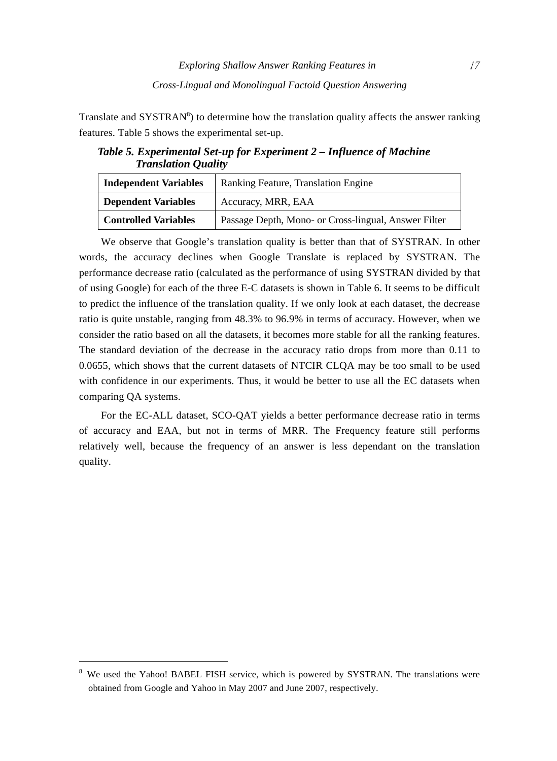Translate and SYSTRAN[8]) to determine how the translation quality affects the answer ranking features. Table 5 shows the experimental set-up.

***Table 5. Experimental Set-up for Experiment 2 – Influence of Machine Translation Quality***

| **Independent Variables** | Ranking Feature, Translation Engine |
|---|---|
| **Dependent Variables** | Accuracy, MRR, EAA |
| **Controlled Variables** | Passage Depth, Mono- or Cross-lingual, Answer Filter |

We observe that Google's translation quality is better than that of SYSTRAN. In other words, the accuracy declines when Google Translate is replaced by SYSTRAN. The performance decrease ratio (calculated as the performance of using SYSTRAN divided by that of using Google) for each of the three E-C datasets is shown in Table 6. It seems to be difficult to predict the influence of the translation quality. If we only look at each dataset, the decrease ratio is quite unstable, ranging from 48.3% to 96.9% in terms of accuracy. However, when we consider the ratio based on all the datasets, it becomes more stable for all the ranking features. The standard deviation of the decrease in the accuracy ratio drops from more than 0.11 to 0.0655, which shows that the current datasets of NTCIR CLQA may be too small to be used with confidence in our experiments. Thus, it would be better to use all the EC datasets when comparing QA systems.

For the EC-ALL dataset, SCO-QAT yields a better performance decrease ratio in terms of accuracy and EAA, but not in terms of MRR. The Frequency feature still performs relatively well, because the frequency of an answer is less dependant on the translation quality.

[8] We used the Yahoo! BABEL FISH service, which is powered by SYSTRAN. The translations were obtained from Google and Yahoo in May 2007 and June 2007, respectively.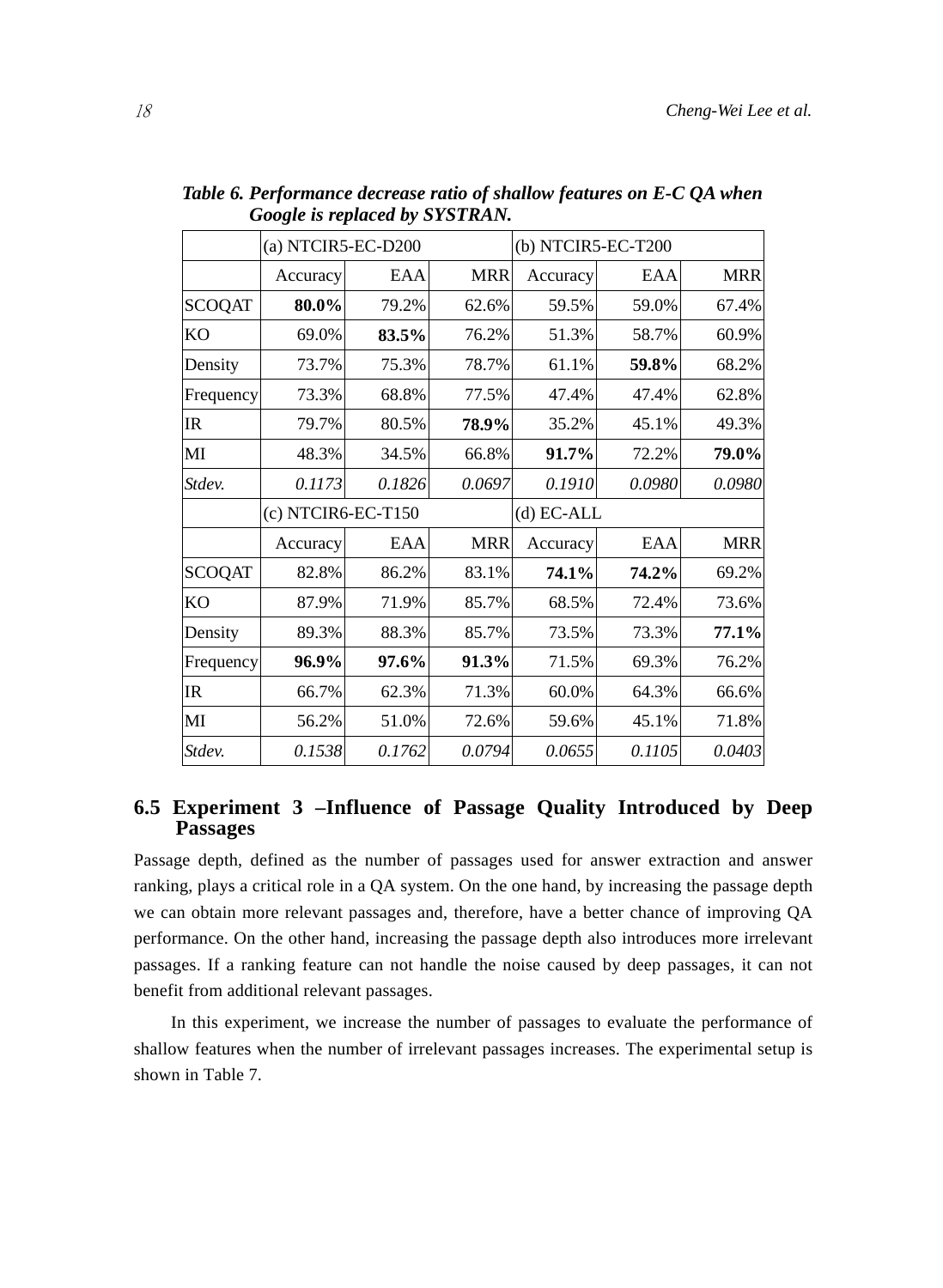***Table 6. Performance decrease ratio of shallow features on E-C QA when Google is replaced by SYSTRAN.***

| | (a) NTCIR5-EC-D200 | | | (b) NTCIR5-EC-T200 | | |
|---|---|---|---|---|---|---|
| | Accuracy | EAA | MRR | Accuracy | EAA | MRR |
| SCOQAT | **80.0%** | 79.2% | 62.6% | 59.5% | 59.0% | 67.4% |
| KO | 69.0% | **83.5%** | 76.2% | 51.3% | 58.7% | 60.9% |
| Density | 73.7% | 75.3% | 78.7% | 61.1% | **59.8%** | 68.2% |
| Frequency | 73.3% | 68.8% | 77.5% | 47.4% | 47.4% | 62.8% |
| IR | 79.7% | 80.5% | **78.9%** | 35.2% | 45.1% | 49.3% |
| MI | 48.3% | 34.5% | 66.8% | **91.7%** | 72.2% | **79.0%** |
| *Stdev.* | *0.1173* | *0.1826* | *0.0697* | *0.1910* | *0.0980* | *0.0980* |
| | (c) NTCIR6-EC-T150 | | | (d) EC-ALL | | |
| | Accuracy | EAA | MRR | Accuracy | EAA | MRR |
| SCOQAT | 82.8% | 86.2% | 83.1% | **74.1%** | **74.2%** | 69.2% |
| KO | 87.9% | 71.9% | 85.7% | 68.5% | 72.4% | 73.6% |
| Density | 89.3% | 88.3% | 85.7% | 73.5% | 73.3% | **77.1%** |
| Frequency | **96.9%** | **97.6%** | **91.3%** | 71.5% | 69.3% | 76.2% |
| IR | 66.7% | 62.3% | 71.3% | 60.0% | 64.3% | 66.6% |
| MI | 56.2% | 51.0% | 72.6% | 59.6% | 45.1% | 71.8% |
| *Stdev.* | *0.1538* | *0.1762* | *0.0794* | *0.0655* | *0.1105* | *0.0403* |

### 6.5 Experiment 3 –Influence of Passage Quality Introduced by Deep Passages

Passage depth, defined as the number of passages used for answer extraction and answer ranking, plays a critical role in a QA system. On the one hand, by increasing the passage depth we can obtain more relevant passages and, therefore, have a better chance of improving QA performance. On the other hand, increasing the passage depth also introduces more irrelevant passages. If a ranking feature can not handle the noise caused by deep passages, it can not benefit from additional relevant passages.

In this experiment, we increase the number of passages to evaluate the performance of shallow features when the number of irrelevant passages increases. The experimental setup is shown in Table 7.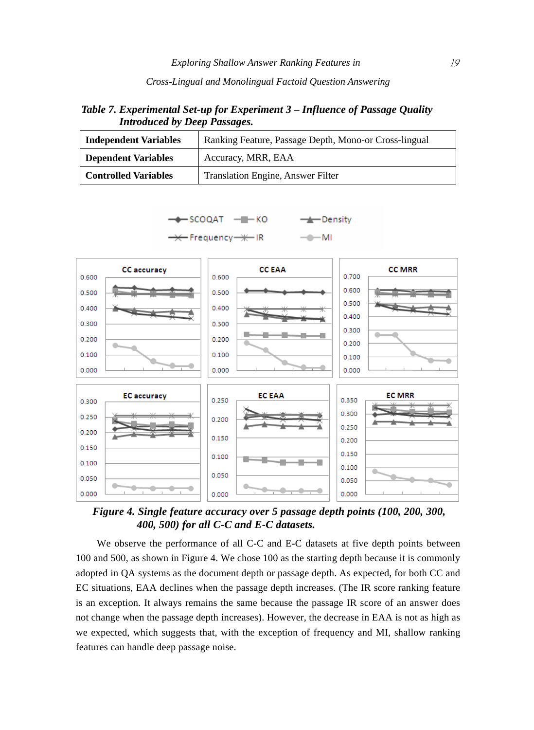*Table 7. Experimental Set-up for Experiment 3 – Influence of Passage Quality Introduced by Deep Passages.*

| **Independent Variables** | Ranking Feature, Passage Depth, Mono-or Cross-lingual |
|---|---|
| **Dependent Variables** | Accuracy, MRR, EAA |
| **Controlled Variables** | Translation Engine, Answer Filter |

*Figure 4. Single feature accuracy over 5 passage depth points (100, 200, 300, 400, 500) for all C-C and E-C datasets.*

We observe the performance of all C-C and E-C datasets at five depth points between 100 and 500, as shown in Figure 4. We chose 100 as the starting depth because it is commonly adopted in QA systems as the document depth or passage depth. As expected, for both CC and EC situations, EAA declines when the passage depth increases. (The IR score ranking feature is an exception. It always remains the same because the passage IR score of an answer does not change when the passage depth increases). However, the decrease in EAA is not as high as we expected, which suggests that, with the exception of frequency and MI, shallow ranking features can handle deep passage noise.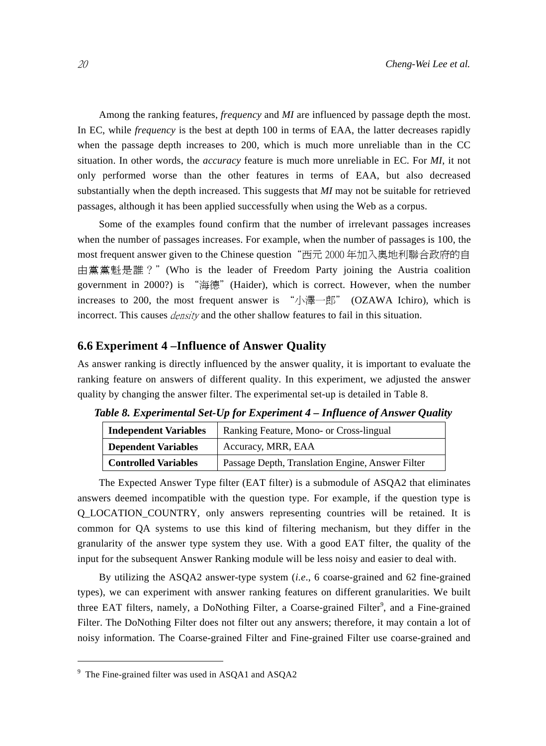Among the ranking features, *frequency* and *MI* are influenced by passage depth the most. In EC, while *frequency* is the best at depth 100 in terms of EAA, the latter decreases rapidly when the passage depth increases to 200, which is much more unreliable than in the CC situation. In other words, the *accuracy* feature is much more unreliable in EC. For *MI*, it not only performed worse than the other features in terms of EAA, but also decreased substantially when the depth increased. This suggests that *MI* may not be suitable for retrieved passages, although it has been applied successfully when using the Web as a corpus.

Some of the examples found confirm that the number of irrelevant passages increases when the number of passages increases. For example, when the number of passages is 100, the most frequent answer given to the Chinese question "西元 2000 年加入奧地利聯合政府的自由黨黨魁是誰？" (Who is the leader of Freedom Party joining the Austria coalition government in 2000?) is "海德" (Haider), which is correct. However, when the number increases to 200, the most frequent answer is "小澤一郎" (OZAWA Ichiro), which is incorrect. This causes *density* and the other shallow features to fail in this situation.

### 6.6 Experiment 4 –Influence of Answer Quality

As answer ranking is directly influenced by the answer quality, it is important to evaluate the ranking feature on answers of different quality. In this experiment, we adjusted the answer quality by changing the answer filter. The experimental set-up is detailed in Table 8.

***Table 8. Experimental Set-Up for Experiment 4 – Influence of Answer Quality***

| | |
|---|---|
| **Independent Variables** | Ranking Feature, Mono- or Cross-lingual |
| **Dependent Variables** | Accuracy, MRR, EAA |
| **Controlled Variables** | Passage Depth, Translation Engine, Answer Filter |

The Expected Answer Type filter (EAT filter) is a submodule of ASQA2 that eliminates answers deemed incompatible with the question type. For example, if the question type is Q_LOCATION_COUNTRY, only answers representing countries will be retained. It is common for QA systems to use this kind of filtering mechanism, but they differ in the granularity of the answer type system they use. With a good EAT filter, the quality of the input for the subsequent Answer Ranking module will be less noisy and easier to deal with.

By utilizing the ASQA2 answer-type system (*i.e*., 6 coarse-grained and 62 fine-grained types), we can experiment with answer ranking features on different granularities. We built three EAT filters, namely, a DoNothing Filter, a Coarse-grained Filter[9], and a Fine-grained Filter. The DoNothing Filter does not filter out any answers; therefore, it may contain a lot of noisy information. The Coarse-grained Filter and Fine-grained Filter use coarse-grained and

[9] The Fine-grained filter was used in ASQA1 and ASQA2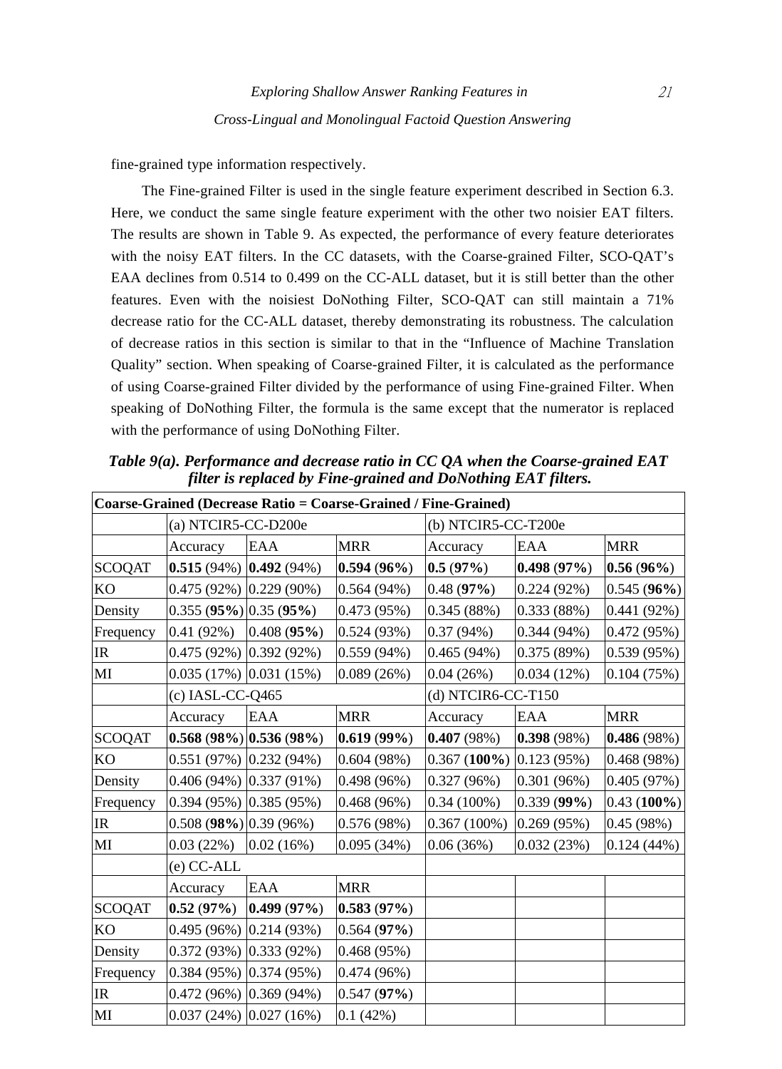fine-grained type information respectively.

The Fine-grained Filter is used in the single feature experiment described in Section 6.3. Here, we conduct the same single feature experiment with the other two noisier EAT filters. The results are shown in Table 9. As expected, the performance of every feature deteriorates with the noisy EAT filters. In the CC datasets, with the Coarse-grained Filter, SCO-QAT's EAA declines from 0.514 to 0.499 on the CC-ALL dataset, but it is still better than the other features. Even with the noisiest DoNothing Filter, SCO-QAT can still maintain a 71% decrease ratio for the CC-ALL dataset, thereby demonstrating its robustness. The calculation of decrease ratios in this section is similar to that in the "Influence of Machine Translation Quality" section. When speaking of Coarse-grained Filter, it is calculated as the performance of using Coarse-grained Filter divided by the performance of using Fine-grained Filter. When speaking of DoNothing Filter, the formula is the same except that the numerator is replaced with the performance of using DoNothing Filter.

***Table 9(a). Performance and decrease ratio in CC QA when the Coarse-grained EAT filter is replaced by Fine-grained and DoNothing EAT filters.***

| **Coarse-Grained (Decrease Ratio = Coarse-Grained / Fine-Grained)** | | | | | | |
|---|---|---|---|---|---|---|
| | (a) NTCIR5-CC-D200e | | | (b) NTCIR5-CC-T200e | | |
| | Accuracy | EAA | MRR | Accuracy | EAA | MRR |
| SCOQAT | **0.515** (94%) | **0.492** (94%) | **0.594** (**96%**) | **0.5** (**97%**) | **0.498** (**97%**) | **0.56** (**96%**) |
| KO | 0.475 (92%) | 0.229 (90%) | 0.564 (94%) | 0.48 (**97%**) | 0.224 (92%) | 0.545 (**96%**) |
| Density | 0.355 (**95%**) | 0.35 (**95%**) | 0.473 (95%) | 0.345 (88%) | 0.333 (88%) | 0.441 (92%) |
| Frequency | 0.41 (92%) | 0.408 (**95%**) | 0.524 (93%) | 0.37 (94%) | 0.344 (94%) | 0.472 (95%) |
| IR | 0.475 (92%) | 0.392 (92%) | 0.559 (94%) | 0.465 (94%) | 0.375 (89%) | 0.539 (95%) |
| MI | 0.035 (17%) | 0.031 (15%) | 0.089 (26%) | 0.04 (26%) | 0.034 (12%) | 0.104 (75%) |
| | (c) IASL-CC-Q465 | | | (d) NTCIR6-CC-T150 | | |
| | Accuracy | EAA | MRR | Accuracy | EAA | MRR |
| SCOQAT | **0.568** (**98%**) | **0.536** (**98%**) | **0.619** (**99%**) | **0.407** (98%) | **0.398** (98%) | **0.486** (98%) |
| KO | 0.551 (97%) | 0.232 (94%) | 0.604 (98%) | 0.367 (**100%**) | 0.123 (95%) | 0.468 (98%) |
| Density | 0.406 (94%) | 0.337 (91%) | 0.498 (96%) | 0.327 (96%) | 0.301 (96%) | 0.405 (97%) |
| Frequency | 0.394 (95%) | 0.385 (95%) | 0.468 (96%) | 0.34 (100%) | 0.339 (**99%**) | 0.43 (**100%**) |
| IR | 0.508 (**98%**) | 0.39 (96%) | 0.576 (98%) | 0.367 (100%) | 0.269 (95%) | 0.45 (98%) |
| MI | 0.03 (22%) | 0.02 (16%) | 0.095 (34%) | 0.06 (36%) | 0.032 (23%) | 0.124 (44%) |
| | (e) CC-ALL | | | | | |
| | Accuracy | EAA | MRR | | | |
| SCOQAT | **0.52** (**97%**) | **0.499** (**97%**) | **0.583** (**97%**) | | | |
| KO | 0.495 (96%) | 0.214 (93%) | 0.564 (**97%**) | | | |
| Density | 0.372 (93%) | 0.333 (92%) | 0.468 (95%) | | | |
| Frequency | 0.384 (95%) | 0.374 (95%) | 0.474 (96%) | | | |
| IR | 0.472 (96%) | 0.369 (94%) | 0.547 (**97%**) | | | |
| MI | 0.037 (24%) | 0.027 (16%) | 0.1 (42%) | | | |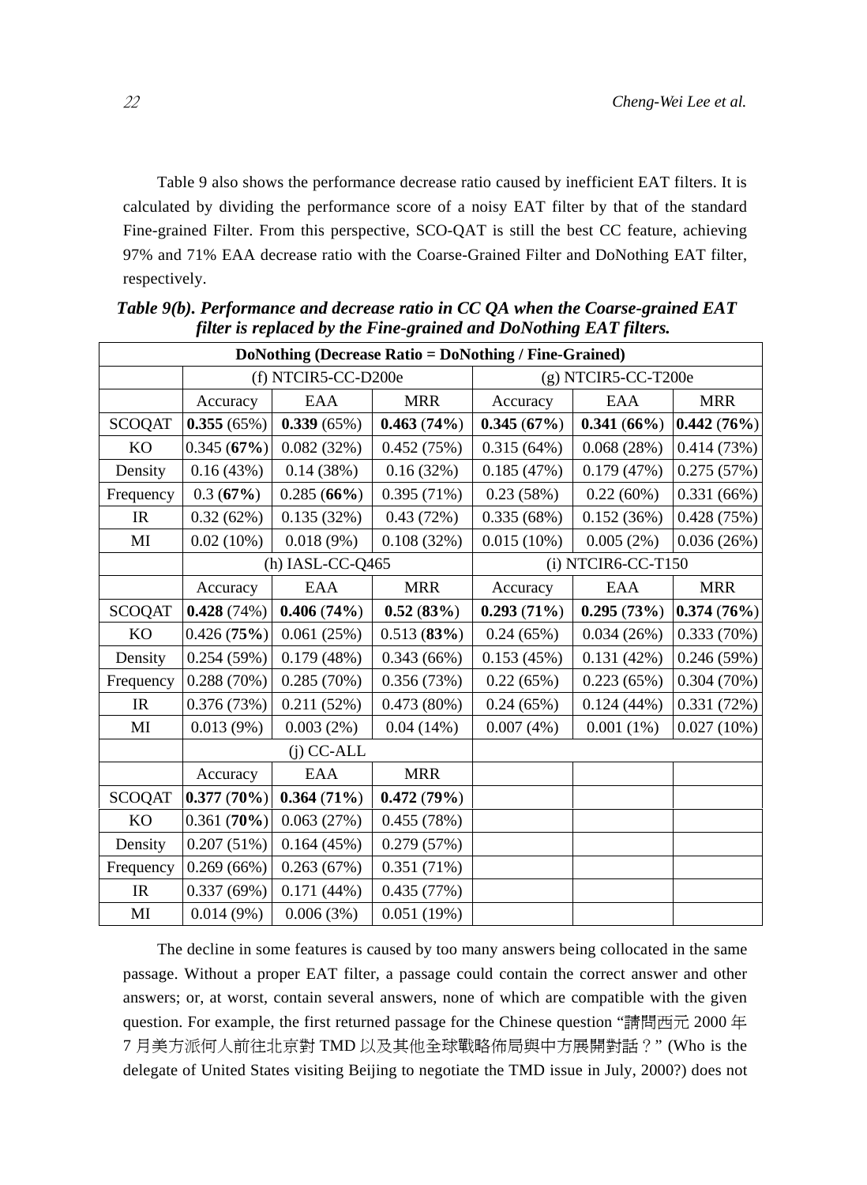Table 9 also shows the performance decrease ratio caused by inefficient EAT filters. It is calculated by dividing the performance score of a noisy EAT filter by that of the standard Fine-grained Filter. From this perspective, SCO-QAT is still the best CC feature, achieving 97% and 71% EAA decrease ratio with the Coarse-Grained Filter and DoNothing EAT filter, respectively.

***Table 9(b). Performance and decrease ratio in CC QA when the Coarse-grained EAT filter is replaced by the Fine-grained and DoNothing EAT filters.***

| **DoNothing (Decrease Ratio = DoNothing / Fine-Grained)** | | | | | | |
|---|---|---|---|---|---|---|
| | (f) NTCIR5-CC-D200e | | | (g) NTCIR5-CC-T200e | | |
| | Accuracy | EAA | MRR | Accuracy | EAA | MRR |
| SCOQAT | **0.355** (65%) | **0.339** (65%) | **0.463** (**74%**) | **0.345** (**67%**) | **0.341** (**66%**) | **0.442** (**76%**) |
| KO | 0.345 (**67%**) | 0.082 (32%) | 0.452 (75%) | 0.315 (64%) | 0.068 (28%) | 0.414 (73%) |
| Density | 0.16 (43%) | 0.14 (38%) | 0.16 (32%) | 0.185 (47%) | 0.179 (47%) | 0.275 (57%) |
| Frequency | 0.3 (**67%**) | 0.285 (**66%**) | 0.395 (71%) | 0.23 (58%) | 0.22 (60%) | 0.331 (66%) |
| IR | 0.32 (62%) | 0.135 (32%) | 0.43 (72%) | 0.335 (68%) | 0.152 (36%) | 0.428 (75%) |
| MI | 0.02 (10%) | 0.018 (9%) | 0.108 (32%) | 0.015 (10%) | 0.005 (2%) | 0.036 (26%) |
| | (h) IASL-CC-Q465 | | | (i) NTCIR6-CC-T150 | | |
| | Accuracy | EAA | MRR | Accuracy | EAA | MRR |
| SCOQAT | **0.428** (74%) | **0.406** (**74%**) | **0.52** (**83%**) | **0.293** (**71%**) | **0.295** (**73%**) | **0.374** (**76%**) |
| KO | 0.426 (**75%**) | 0.061 (25%) | 0.513 (**83%**) | 0.24 (65%) | 0.034 (26%) | 0.333 (70%) |
| Density | 0.254 (59%) | 0.179 (48%) | 0.343 (66%) | 0.153 (45%) | 0.131 (42%) | 0.246 (59%) |
| Frequency | 0.288 (70%) | 0.285 (70%) | 0.356 (73%) | 0.22 (65%) | 0.223 (65%) | 0.304 (70%) |
| IR | 0.376 (73%) | 0.211 (52%) | 0.473 (80%) | 0.24 (65%) | 0.124 (44%) | 0.331 (72%) |
| MI | 0.013 (9%) | 0.003 (2%) | 0.04 (14%) | 0.007 (4%) | 0.001 (1%) | 0.027 (10%) |
| | (j) CC-ALL | | | | | |
| | Accuracy | EAA | MRR | | | |
| SCOQAT | **0.377** (**70%**) | **0.364** (**71%**) | **0.472** (**79%**) | | | |
| KO | 0.361 (**70%**) | 0.063 (27%) | 0.455 (78%) | | | |
| Density | 0.207 (51%) | 0.164 (45%) | 0.279 (57%) | | | |
| Frequency | 0.269 (66%) | 0.263 (67%) | 0.351 (71%) | | | |
| IR | 0.337 (69%) | 0.171 (44%) | 0.435 (77%) | | | |
| MI | 0.014 (9%) | 0.006 (3%) | 0.051 (19%) | | | |

The decline in some features is caused by too many answers being collocated in the same passage. Without a proper EAT filter, a passage could contain the correct answer and other answers; or, at worst, contain several answers, none of which are compatible with the given question. For example, the first returned passage for the Chinese question "請問西元 2000 年 7 月美方派何人前往北京對 TMD 以及其他全球戰略佈局與中方展開對話？" (Who is the delegate of United States visiting Beijing to negotiate the TMD issue in July, 2000?) does not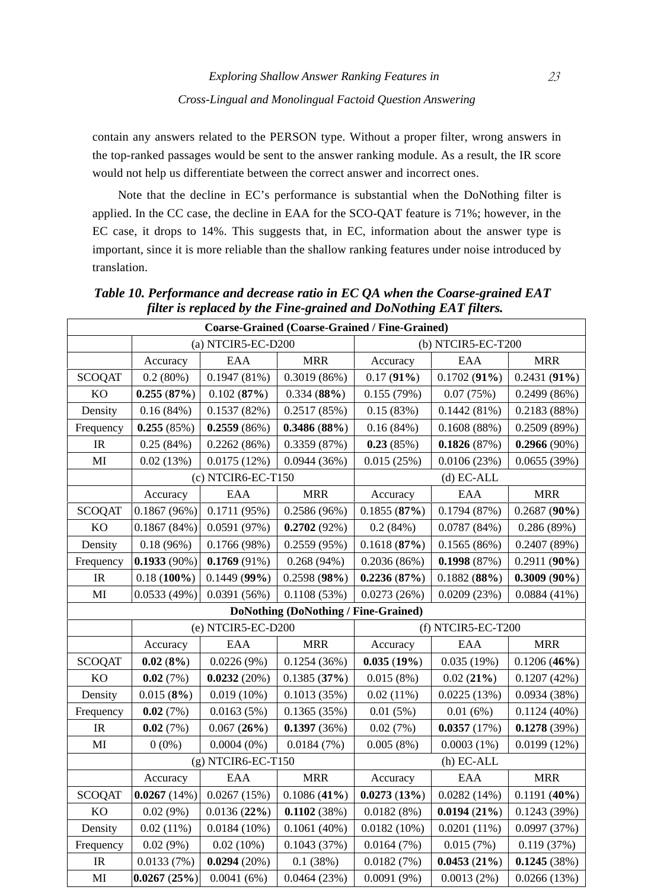contain any answers related to the PERSON type. Without a proper filter, wrong answers in the top-ranked passages would be sent to the answer ranking module. As a result, the IR score would not help us differentiate between the correct answer and incorrect ones.

Note that the decline in EC's performance is substantial when the DoNothing filter is applied. In the CC case, the decline in EAA for the SCO-QAT feature is 71%; however, in the EC case, it drops to 14%. This suggests that, in EC, information about the answer type is important, since it is more reliable than the shallow ranking features under noise introduced by translation.

***Table 10. Performance and decrease ratio in EC QA when the Coarse-grained EAT filter is replaced by the Fine-grained and DoNothing EAT filters.***

| **Coarse-Grained (Coarse-Grained / Fine-Grained)** | | | | | | |
|---|---|---|---|---|---|---|
| | (a) NTCIR5-EC-D200 | | | (b) NTCIR5-EC-T200 | | |
| | Accuracy | EAA | MRR | Accuracy | EAA | MRR |
| SCOQAT | 0.2 (80%) | 0.1947 (81%) | 0.3019 (86%) | 0.17 (**91%**) | 0.1702 (**91%**) | 0.2431 (**91%**) |
| KO | **0.255** (**87%**) | 0.102 (**87%**) | 0.334 (**88%**) | 0.155 (79%) | 0.07 (75%) | 0.2499 (86%) |
| Density | 0.16 (84%) | 0.1537 (82%) | 0.2517 (85%) | 0.15 (83%) | 0.1442 (81%) | 0.2183 (88%) |
| Frequency | **0.255** (85%) | **0.2559** (86%) | **0.3486** (**88%**) | 0.16 (84%) | 0.1608 (88%) | 0.2509 (89%) |
| IR | 0.25 (84%) | 0.2262 (86%) | 0.3359 (87%) | **0.23** (85%) | **0.1826** (87%) | **0.2966** (90%) |
| MI | 0.02 (13%) | 0.0175 (12%) | 0.0944 (36%) | 0.015 (25%) | 0.0106 (23%) | 0.0655 (39%) |
| | (c) NTCIR6-EC-T150 | | | (d) EC-ALL | | |
| | Accuracy | EAA | MRR | Accuracy | EAA | MRR |
| SCOQAT | 0.1867 (96%) | 0.1711 (95%) | 0.2586 (96%) | 0.1855 (**87%**) | 0.1794 (87%) | 0.2687 (**90%**) |
| KO | 0.1867 (84%) | 0.0591 (97%) | **0.2702** (92%) | 0.2 (84%) | 0.0787 (84%) | 0.286 (89%) |
| Density | 0.18 (96%) | 0.1766 (98%) | 0.2559 (95%) | 0.1618 (**87%**) | 0.1565 (86%) | 0.2407 (89%) |
| Frequency | **0.1933** (90%) | **0.1769** (91%) | 0.268 (94%) | 0.2036 (86%) | **0.1998** (87%) | 0.2911 (**90%**) |
| IR | 0.18 (**100%**) | 0.1449 (**99%**) | 0.2598 (**98%**) | **0.2236** (**87%**) | 0.1882 (**88%**) | **0.3009** (**90%**) |
| MI | 0.0533 (49%) | 0.0391 (56%) | 0.1108 (53%) | 0.0273 (26%) | 0.0209 (23%) | 0.0884 (41%) |
| **DoNothing (DoNothing / Fine-Grained)** | | | | | | |
| | (e) NTCIR5-EC-D200 | | | (f) NTCIR5-EC-T200 | | |
| | Accuracy | EAA | MRR | Accuracy | EAA | MRR |
| SCOQAT | **0.02** (**8%**) | 0.0226 (9%) | 0.1254 (36%) | **0.035** (**19%**) | 0.035 (19%) | 0.1206 (**46%**) |
| KO | **0.02** (7%) | **0.0232** (20%) | 0.1385 (**37%**) | 0.015 (8%) | 0.02 (**21%**) | 0.1207 (42%) |
| Density | 0.015 (**8%**) | 0.019 (10%) | 0.1013 (35%) | 0.02 (11%) | 0.0225 (13%) | 0.0934 (38%) |
| Frequency | **0.02** (7%) | 0.0163 (5%) | 0.1365 (35%) | 0.01 (5%) | 0.01 (6%) | 0.1124 (40%) |
| IR | **0.02** (7%) | 0.067 (**26%**) | **0.1397** (36%) | 0.02 (7%) | **0.0357** (17%) | **0.1278** (39%) |
| MI | 0 (0%) | 0.0004 (0%) | 0.0184 (7%) | 0.005 (8%) | 0.0003 (1%) | 0.0199 (12%) |
| | (g) NTCIR6-EC-T150 | | | (h) EC-ALL | | |
| | Accuracy | EAA | MRR | Accuracy | EAA | MRR |
| SCOQAT | **0.0267** (14%) | 0.0267 (15%) | 0.1086 (**41%**) | **0.0273** (**13%**) | 0.0282 (14%) | 0.1191 (**40%**) |
| KO | 0.02 (9%) | 0.0136 (**22%**) | **0.1102** (38%) | 0.0182 (8%) | **0.0194** (**21%**) | 0.1243 (39%) |
| Density | 0.02 (11%) | 0.0184 (10%) | 0.1061 (40%) | 0.0182 (10%) | 0.0201 (11%) | 0.0997 (37%) |
| Frequency | 0.02 (9%) | 0.02 (10%) | 0.1043 (37%) | 0.0164 (7%) | 0.015 (7%) | 0.119 (37%) |
| IR | 0.0133 (7%) | **0.0294** (20%) | 0.1 (38%) | 0.0182 (7%) | **0.0453** (**21%**) | **0.1245** (38%) |
| MI | **0.0267** (**25%**) | 0.0041 (6%) | 0.0464 (23%) | 0.0091 (9%) | 0.0013 (2%) | 0.0266 (13%) |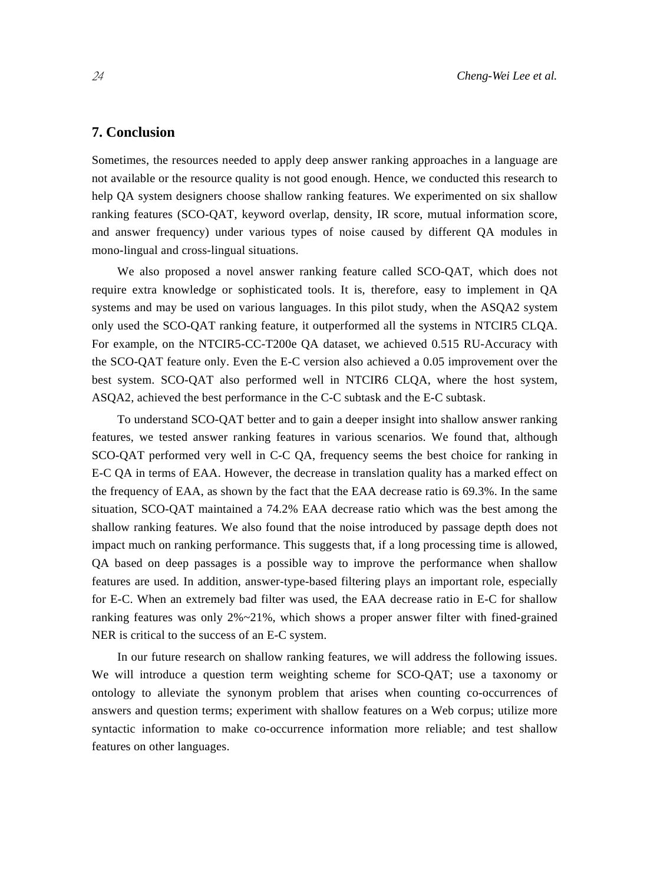## 7. Conclusion

Sometimes, the resources needed to apply deep answer ranking approaches in a language are not available or the resource quality is not good enough. Hence, we conducted this research to help QA system designers choose shallow ranking features. We experimented on six shallow ranking features (SCO-QAT, keyword overlap, density, IR score, mutual information score, and answer frequency) under various types of noise caused by different QA modules in mono-lingual and cross-lingual situations.

We also proposed a novel answer ranking feature called SCO-QAT, which does not require extra knowledge or sophisticated tools. It is, therefore, easy to implement in QA systems and may be used on various languages. In this pilot study, when the ASQA2 system only used the SCO-QAT ranking feature, it outperformed all the systems in NTCIR5 CLQA. For example, on the NTCIR5-CC-T200e QA dataset, we achieved 0.515 RU-Accuracy with the SCO-QAT feature only. Even the E-C version also achieved a 0.05 improvement over the best system. SCO-QAT also performed well in NTCIR6 CLQA, where the host system, ASQA2, achieved the best performance in the C-C subtask and the E-C subtask.

To understand SCO-QAT better and to gain a deeper insight into shallow answer ranking features, we tested answer ranking features in various scenarios. We found that, although SCO-QAT performed very well in C-C QA, frequency seems the best choice for ranking in E-C QA in terms of EAA. However, the decrease in translation quality has a marked effect on the frequency of EAA, as shown by the fact that the EAA decrease ratio is 69.3%. In the same situation, SCO-QAT maintained a 74.2% EAA decrease ratio which was the best among the shallow ranking features. We also found that the noise introduced by passage depth does not impact much on ranking performance. This suggests that, if a long processing time is allowed, QA based on deep passages is a possible way to improve the performance when shallow features are used. In addition, answer-type-based filtering plays an important role, especially for E-C. When an extremely bad filter was used, the EAA decrease ratio in E-C for shallow ranking features was only 2%~21%, which shows a proper answer filter with fined-grained NER is critical to the success of an E-C system.

In our future research on shallow ranking features, we will address the following issues. We will introduce a question term weighting scheme for SCO-QAT; use a taxonomy or ontology to alleviate the synonym problem that arises when counting co-occurrences of answers and question terms; experiment with shallow features on a Web corpus; utilize more syntactic information to make co-occurrence information more reliable; and test shallow features on other languages.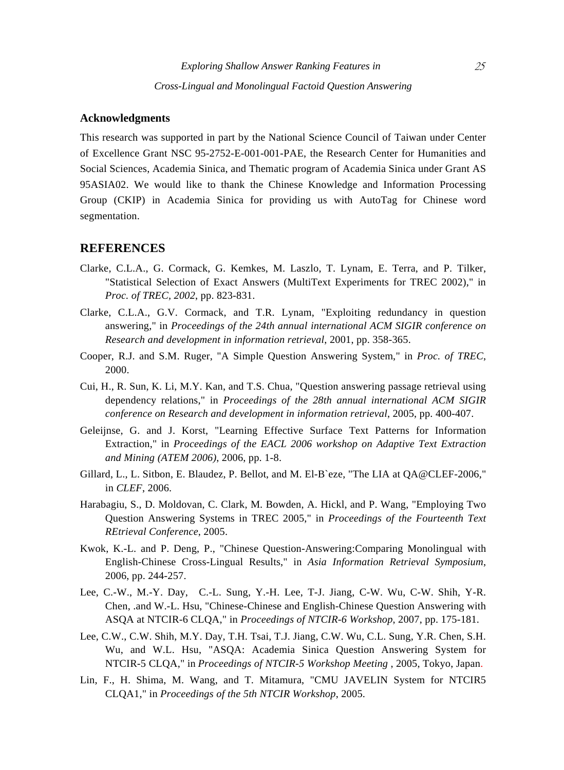## Acknowledgments

This research was supported in part by the National Science Council of Taiwan under Center of Excellence Grant NSC 95-2752-E-001-001-PAE, the Research Center for Humanities and Social Sciences, Academia Sinica, and Thematic program of Academia Sinica under Grant AS 95ASIA02. We would like to thank the Chinese Knowledge and Information Processing Group (CKIP) in Academia Sinica for providing us with AutoTag for Chinese word segmentation.

# REFERENCES

Clarke, C.L.A., G. Cormack, G. Kemkes, M. Laszlo, T. Lynam, E. Terra, and P. Tilker, "Statistical Selection of Exact Answers (MultiText Experiments for TREC 2002)," in *Proc. of TREC, 2002*, pp. 823-831.

Clarke, C.L.A., G.V. Cormack, and T.R. Lynam, "Exploiting redundancy in question answering," in *Proceedings of the 24th annual international ACM SIGIR conference on Research and development in information retrieval*, 2001, pp. 358-365.

Cooper, R.J. and S.M. Ruger, "A Simple Question Answering System," in *Proc. of TREC*, 2000.

Cui, H., R. Sun, K. Li, M.Y. Kan, and T.S. Chua, "Question answering passage retrieval using dependency relations," in *Proceedings of the 28th annual international ACM SIGIR conference on Research and development in information retrieval*, 2005, pp. 400-407.

Geleijnse, G. and J. Korst, "Learning Effective Surface Text Patterns for Information Extraction," in *Proceedings of the EACL 2006 workshop on Adaptive Text Extraction and Mining (ATEM 2006)*, 2006, pp. 1-8.

Gillard, L., L. Sitbon, E. Blaudez, P. Bellot, and M. El-B`eze, "The LIA at QA@CLEF-2006," in *CLEF*, 2006.

Harabagiu, S., D. Moldovan, C. Clark, M. Bowden, A. Hickl, and P. Wang, "Employing Two Question Answering Systems in TREC 2005," in *Proceedings of the Fourteenth Text REtrieval Conference*, 2005.

Kwok, K.-L. and P. Deng, P., "Chinese Question-Answering:Comparing Monolingual with English-Chinese Cross-Lingual Results," in *Asia Information Retrieval Symposium*, 2006, pp. 244-257.

Lee, C.-W., M.-Y. Day, C.-L. Sung, Y.-H. Lee, T-J. Jiang, C-W. Wu, C-W. Shih, Y-R. Chen, .and W.-L. Hsu, "Chinese-Chinese and English-Chinese Question Answering with ASQA at NTCIR-6 CLQA," in *Proceedings of NTCIR-6 Workshop*, 2007, pp. 175-181.

Lee, C.W., C.W. Shih, M.Y. Day, T.H. Tsai, T.J. Jiang, C.W. Wu, C.L. Sung, Y.R. Chen, S.H. Wu, and W.L. Hsu, "ASQA: Academia Sinica Question Answering System for NTCIR-5 CLQA," in *Proceedings of NTCIR-5 Workshop Meeting* , 2005, Tokyo, Japan.

Lin, F., H. Shima, M. Wang, and T. Mitamura, "CMU JAVELIN System for NTCIR5 CLQA1," in *Proceedings of the 5th NTCIR Workshop*, 2005.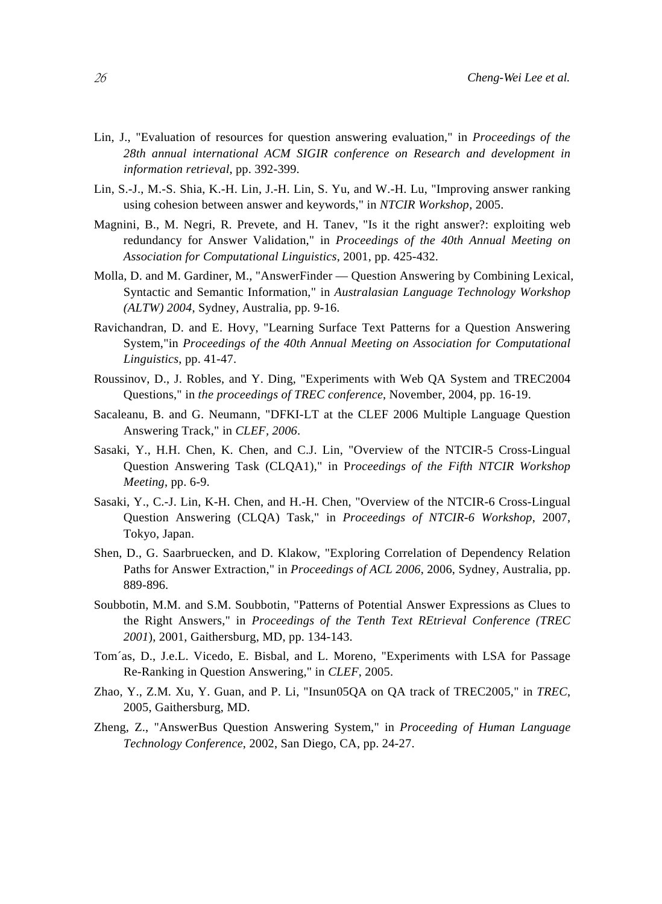Lin, J., "Evaluation of resources for question answering evaluation," in *Proceedings of the 28th annual international ACM SIGIR conference on Research and development in information retrieval*, pp. 392-399.

Lin, S.-J., M.-S. Shia, K.-H. Lin, J.-H. Lin, S. Yu, and W.-H. Lu, "Improving answer ranking using cohesion between answer and keywords," in *NTCIR Workshop*, 2005.

Magnini, B., M. Negri, R. Prevete, and H. Tanev, "Is it the right answer?: exploiting web redundancy for Answer Validation," in *Proceedings of the 40th Annual Meeting on Association for Computational Linguistics*, 2001, pp. 425-432.

Molla, D. and M. Gardiner, M., "AnswerFinder — Question Answering by Combining Lexical, Syntactic and Semantic Information," in *Australasian Language Technology Workshop (ALTW) 2004*, Sydney, Australia, pp. 9-16.

Ravichandran, D. and E. Hovy, "Learning Surface Text Patterns for a Question Answering System,"in *Proceedings of the 40th Annual Meeting on Association for Computational Linguistics*, pp. 41-47.

Roussinov, D., J. Robles, and Y. Ding, "Experiments with Web QA System and TREC2004 Questions," in *the proceedings of TREC conference*, November, 2004, pp. 16-19.

Sacaleanu, B. and G. Neumann, "DFKI-LT at the CLEF 2006 Multiple Language Question Answering Track," in *CLEF, 2006*.

Sasaki, Y., H.H. Chen, K. Chen, and C.J. Lin, "Overview of the NTCIR-5 Cross-Lingual Question Answering Task (CLQA1)," in P*roceedings of the Fifth NTCIR Workshop Meeting*, pp. 6-9.

Sasaki, Y., C.-J. Lin, K-H. Chen, and H.-H. Chen, "Overview of the NTCIR-6 Cross-Lingual Question Answering (CLQA) Task," in *Proceedings of NTCIR-6 Workshop*, 2007, Tokyo, Japan.

Shen, D., G. Saarbruecken, and D. Klakow, "Exploring Correlation of Dependency Relation Paths for Answer Extraction," in *Proceedings of ACL 2006*, 2006, Sydney, Australia, pp. 889-896.

Soubbotin, M.M. and S.M. Soubbotin, "Patterns of Potential Answer Expressions as Clues to the Right Answers," in *Proceedings of the Tenth Text REtrieval Conference (TREC 2001*), 2001, Gaithersburg, MD, pp. 134-143.

Tom´as, D., J.e.L. Vicedo, E. Bisbal, and L. Moreno, "Experiments with LSA for Passage Re-Ranking in Question Answering," in *CLEF*, 2005.

Zhao, Y., Z.M. Xu, Y. Guan, and P. Li, "Insun05QA on QA track of TREC2005," in *TREC*, 2005, Gaithersburg, MD.

Zheng, Z., "AnswerBus Question Answering System," in *Proceeding of Human Language Technology Conference*, 2002, San Diego, CA, pp. 24-27.